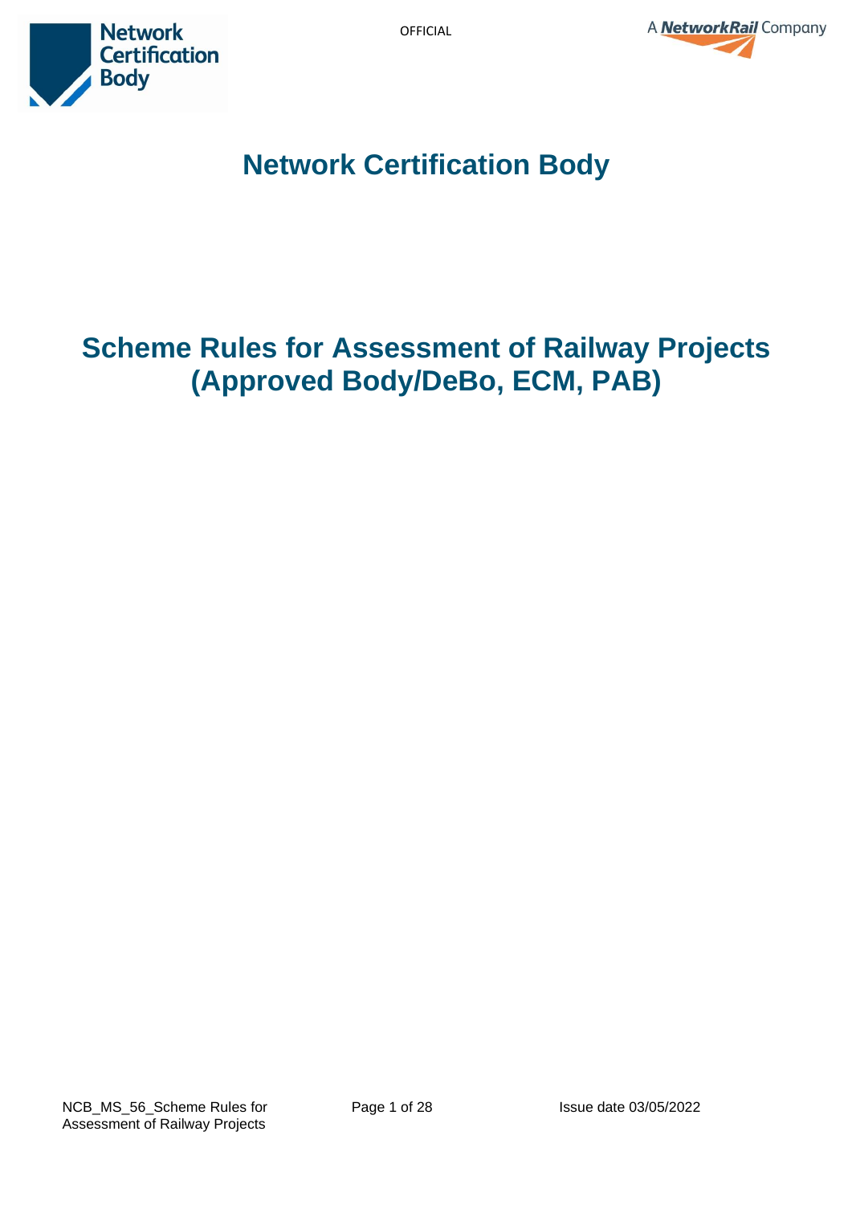# Network Certification Body

# Scheme Rules for Assessment of Railway Projects (Approved Body/DeBo, ECM, PAB)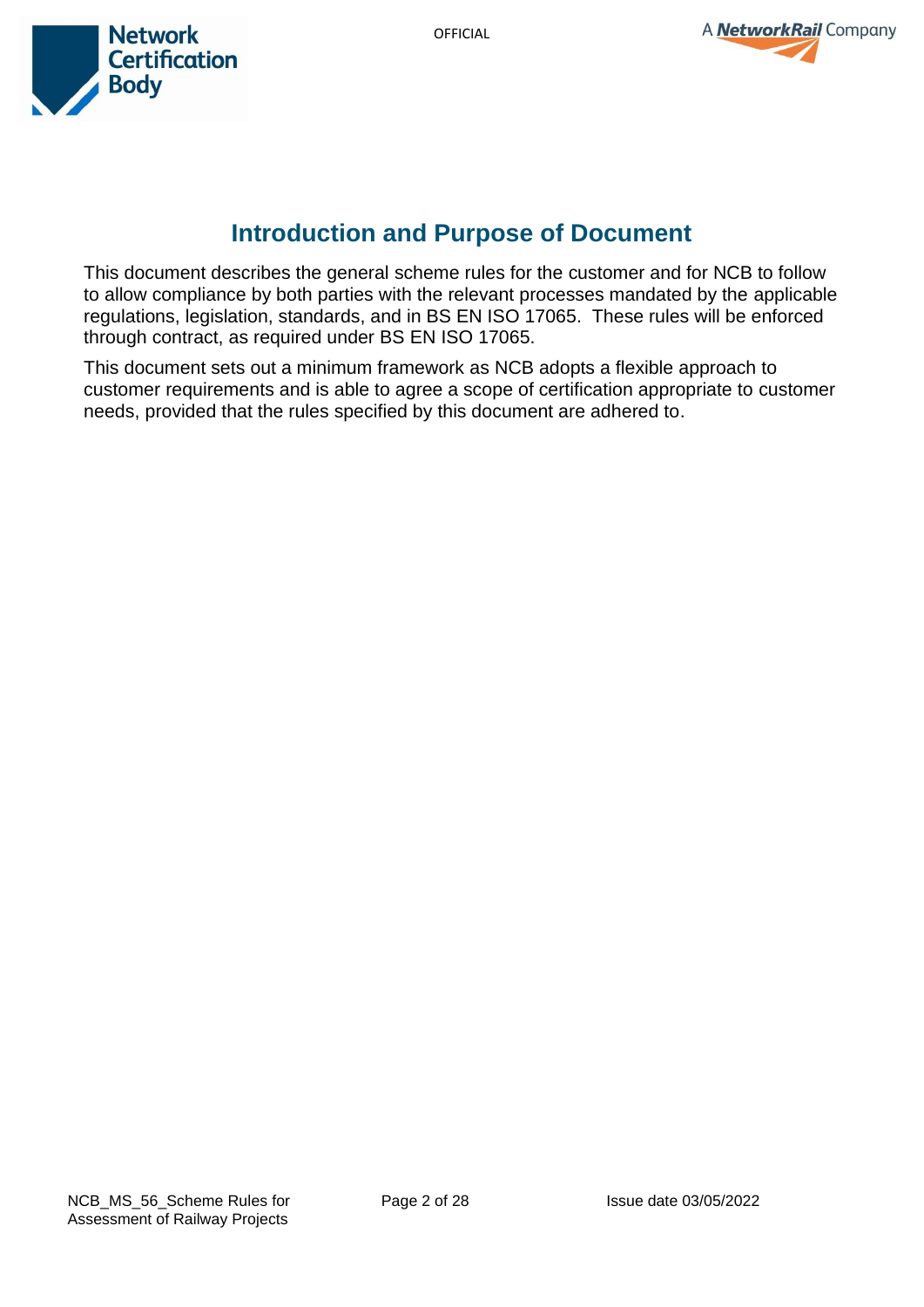# Introduction and Purpose of Document

This document describes the general scheme rules for the customer and for NCB to follow to allow compliance by both parties with the relevant processes mandated by the applicable regulations, legislation, standards, and in BS EN ISO 17065. These rules will be enforced through contract, as required under BS EN ISO 17065.

This document sets out a minimum framework as NCB adopts a flexible approach to customer requirements and is able to agree a scope of certification appropriate to customer needs, provided that the rules specified by this document are adhered to.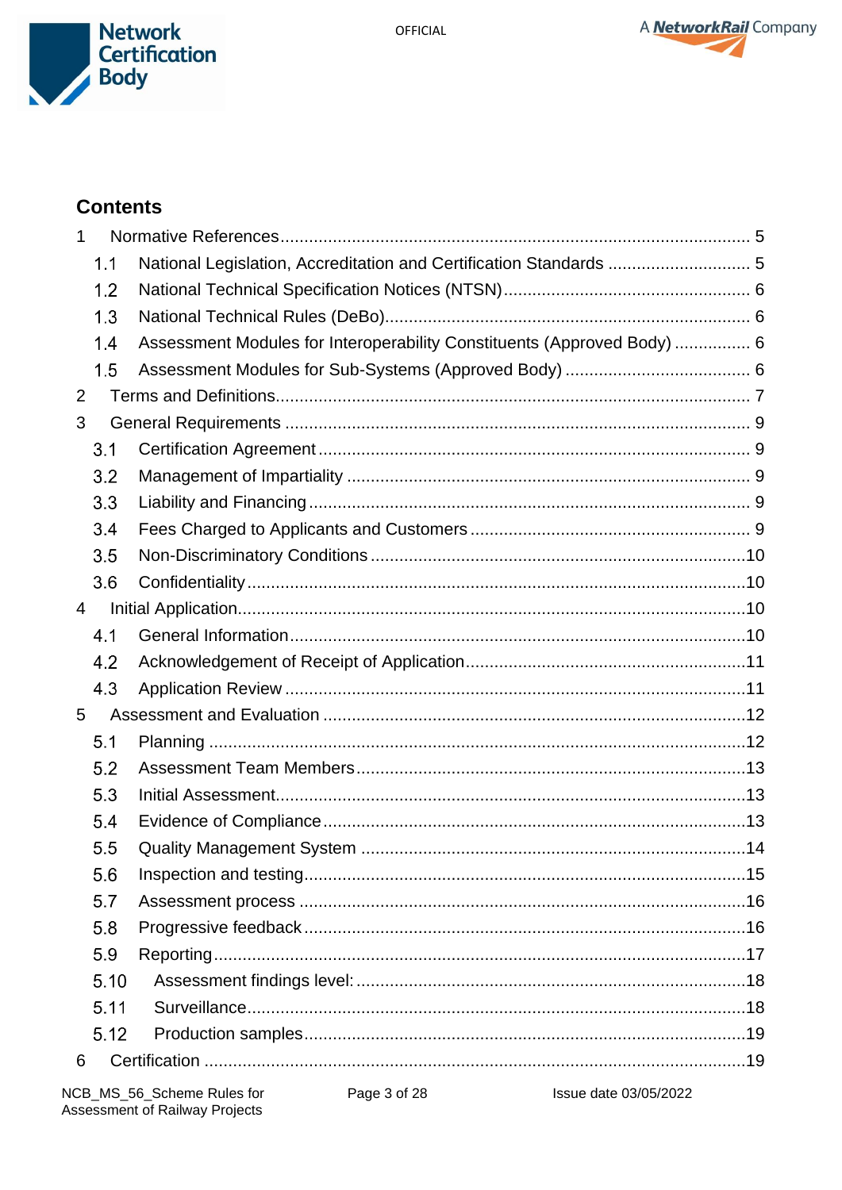## Contents

1 Normative References .......... 5
- 1.1 National Legislation, Accreditation and Certification Standards .......... 5
- 1.2 National Technical Specification Notices (NTSN) .......... 6
- 1.3 National Technical Rules (DeBo) .......... 6
- 1.4 Assessment Modules for Interoperability Constituents (Approved Body) .......... 6
- 1.5 Assessment Modules for Sub-Systems (Approved Body) .......... 6

2 Terms and Definitions .......... 7

3 General Requirements .......... 9
- 3.1 Certification Agreement .......... 9
- 3.2 Management of Impartiality .......... 9
- 3.3 Liability and Financing .......... 9
- 3.4 Fees Charged to Applicants and Customers .......... 9
- 3.5 Non-Discriminatory Conditions .......... 10
- 3.6 Confidentiality .......... 10

4 Initial Application .......... 10
- 4.1 General Information .......... 10
- 4.2 Acknowledgement of Receipt of Application .......... 11
- 4.3 Application Review .......... 11

5 Assessment and Evaluation .......... 12
- 5.1 Planning .......... 12
- 5.2 Assessment Team Members .......... 13
- 5.3 Initial Assessment .......... 13
- 5.4 Evidence of Compliance .......... 13
- 5.5 Quality Management System .......... 14
- 5.6 Inspection and testing .......... 15
- 5.7 Assessment process .......... 16
- 5.8 Progressive feedback .......... 16
- 5.9 Reporting .......... 17
- 5.10 Assessment findings level: .......... 18
- 5.11 Surveillance .......... 18
- 5.12 Production samples .......... 19

6 Certification .......... 19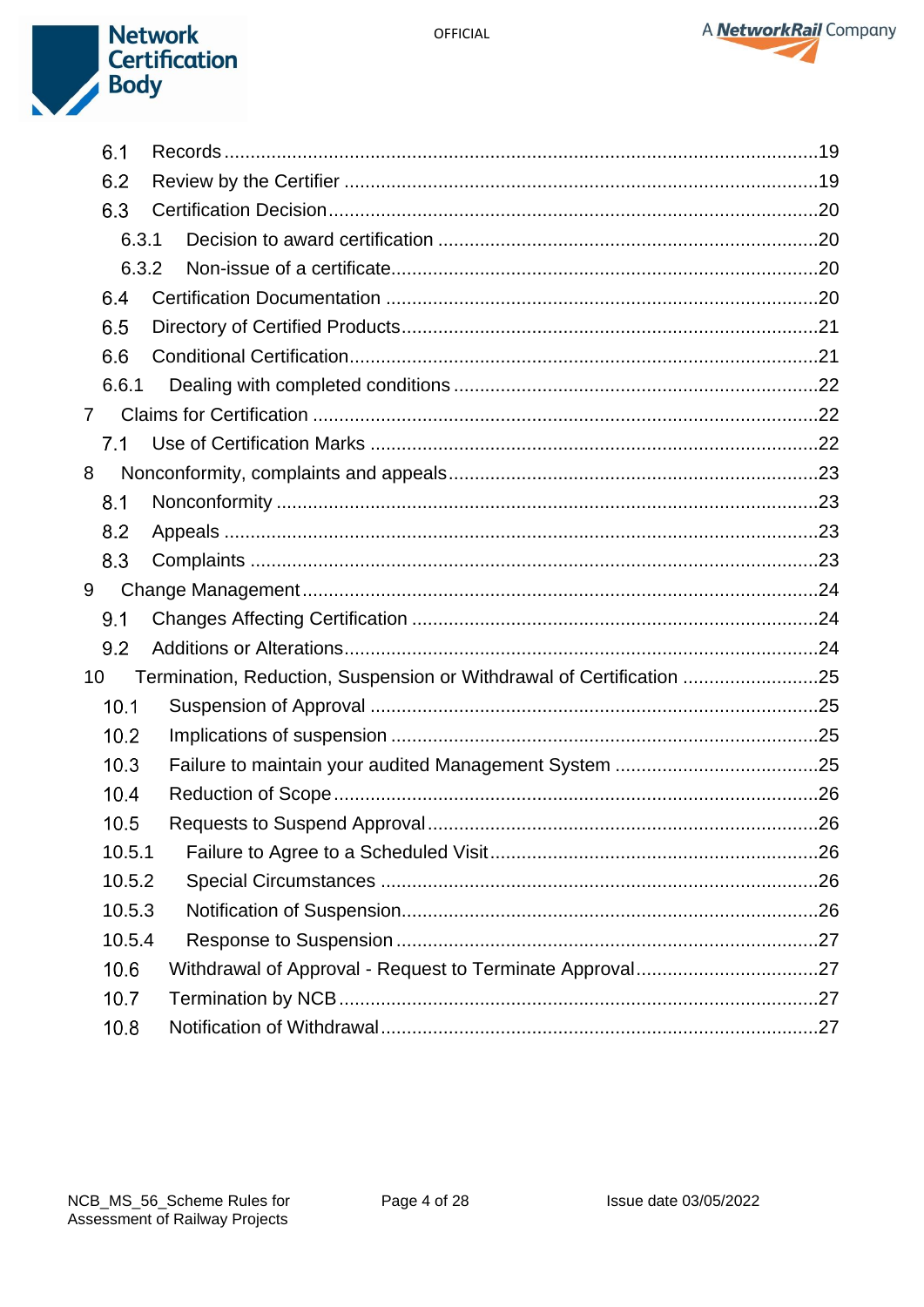- 6.1 Records ....................................................................................................19
- 6.2 Review by the Certifier ..............................................................................19
- 6.3 Certification Decision .................................................................................20
  - 6.3.1 Decision to award certification ............................................................20
  - 6.3.2 Non-issue of a certificate.....................................................................20
- 6.4 Certification Documentation ......................................................................20
- 6.5 Directory of Certified Products....................................................................21
- 6.6 Conditional Certification.............................................................................21
- 6.6.1 Dealing with completed conditions .........................................................22

7 Claims for Certification ...................................................................................22

- 7.1 Use of Certification Marks .........................................................................22

8 Nonconformity, complaints and appeals..........................................................23

- 8.1 Nonconformity ..........................................................................................23
- 8.2 Appeals .....................................................................................................23
- 8.3 Complaints ...............................................................................................23

9 Change Management......................................................................................24

- 9.1 Changes Affecting Certification .................................................................24
- 9.2 Additions or Alterations.............................................................................24

10 Termination, Reduction, Suspension or Withdrawal of Certification ..........................25

- 10.1 Suspension of Approval .........................................................................25
- 10.2 Implications of suspension .....................................................................25
- 10.3 Failure to maintain your audited Management System .......................................25
- 10.4 Reduction of Scope ................................................................................26
- 10.5 Requests to Suspend Approval ...............................................................26
- 10.5.1 Failure to Agree to a Scheduled Visit...................................................26
- 10.5.2 Special Circumstances .......................................................................26
- 10.5.3 Notification of Suspension...................................................................26
- 10.5.4 Response to Suspension ....................................................................27
- 10.6 Withdrawal of Approval - Request to Terminate Approval...................................27
- 10.7 Termination by NCB ................................................................................27
- 10.8 Notification of Withdrawal........................................................................27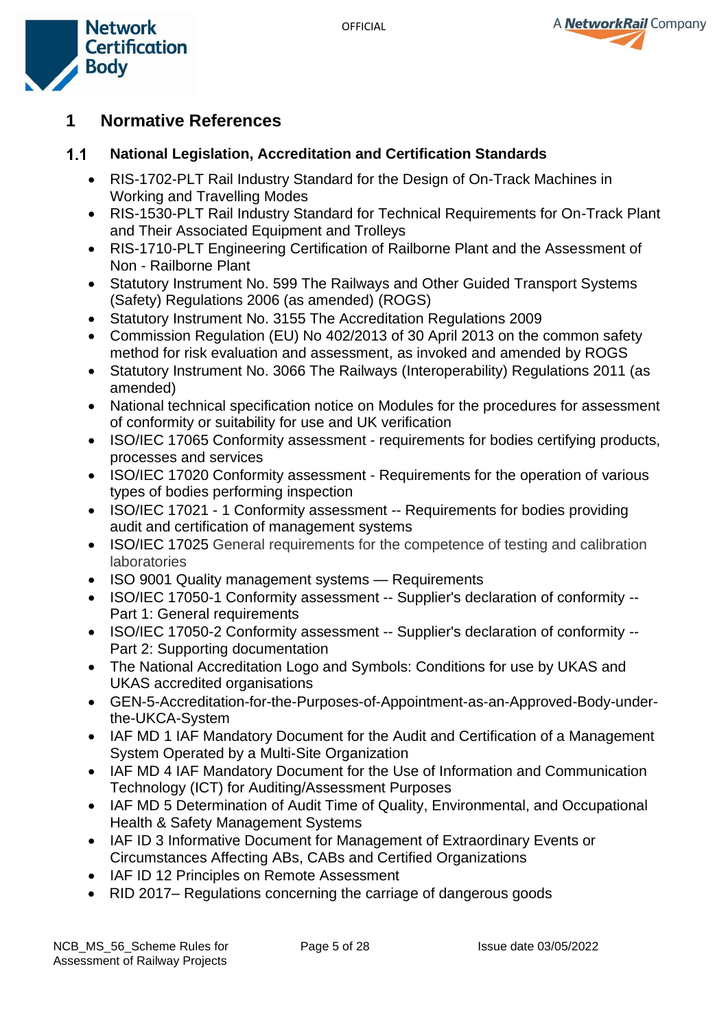# 1 Normative References

## 1.1 National Legislation, Accreditation and Certification Standards

- RIS-1702-PLT Rail Industry Standard for the Design of On-Track Machines in Working and Travelling Modes
- RIS-1530-PLT Rail Industry Standard for Technical Requirements for On-Track Plant and Their Associated Equipment and Trolleys
- RIS-1710-PLT Engineering Certification of Railborne Plant and the Assessment of Non - Railborne Plant
- Statutory Instrument No. 599 The Railways and Other Guided Transport Systems (Safety) Regulations 2006 (as amended) (ROGS)
- Statutory Instrument No. 3155 The Accreditation Regulations 2009
- Commission Regulation (EU) No 402/2013 of 30 April 2013 on the common safety method for risk evaluation and assessment, as invoked and amended by ROGS
- Statutory Instrument No. 3066 The Railways (Interoperability) Regulations 2011 (as amended)
- National technical specification notice on Modules for the procedures for assessment of conformity or suitability for use and UK verification
- ISO/IEC 17065 Conformity assessment - requirements for bodies certifying products, processes and services
- ISO/IEC 17020 Conformity assessment - Requirements for the operation of various types of bodies performing inspection
- ISO/IEC 17021 - 1 Conformity assessment -- Requirements for bodies providing audit and certification of management systems
- ISO/IEC 17025 General requirements for the competence of testing and calibration laboratories
- ISO 9001 Quality management systems — Requirements
- ISO/IEC 17050-1 Conformity assessment -- Supplier's declaration of conformity -- Part 1: General requirements
- ISO/IEC 17050-2 Conformity assessment -- Supplier's declaration of conformity -- Part 2: Supporting documentation
- The National Accreditation Logo and Symbols: Conditions for use by UKAS and UKAS accredited organisations
- GEN-5-Accreditation-for-the-Purposes-of-Appointment-as-an-Approved-Body-under-the-UKCA-System
- IAF MD 1 IAF Mandatory Document for the Audit and Certification of a Management System Operated by a Multi-Site Organization
- IAF MD 4 IAF Mandatory Document for the Use of Information and Communication Technology (ICT) for Auditing/Assessment Purposes
- IAF MD 5 Determination of Audit Time of Quality, Environmental, and Occupational Health & Safety Management Systems
- IAF ID 3 Informative Document for Management of Extraordinary Events or Circumstances Affecting ABs, CABs and Certified Organizations
- IAF ID 12 Principles on Remote Assessment
- RID 2017– Regulations concerning the carriage of dangerous goods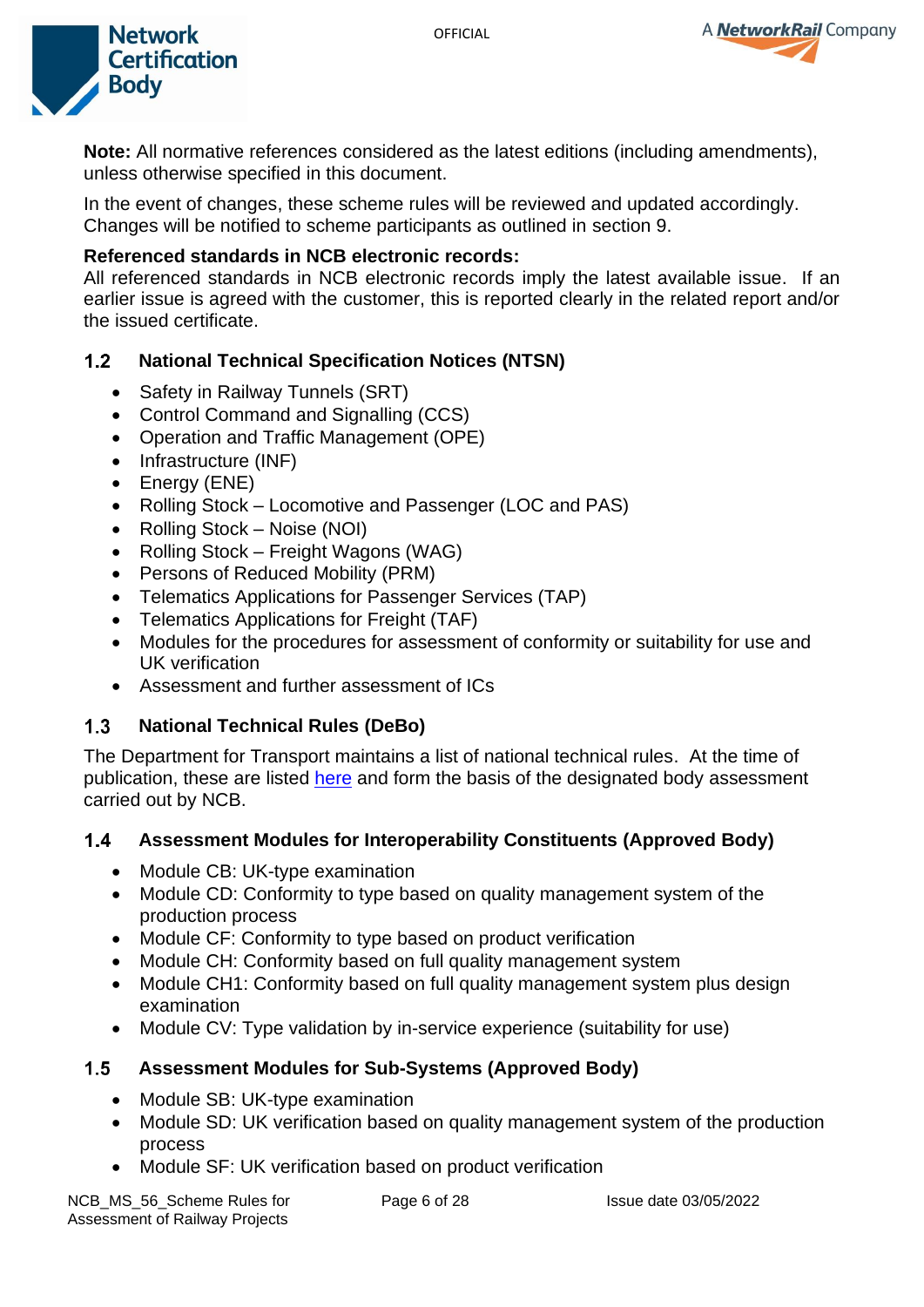**Note:** All normative references considered as the latest editions (including amendments), unless otherwise specified in this document.

In the event of changes, these scheme rules will be reviewed and updated accordingly. Changes will be notified to scheme participants as outlined in section 9.

**Referenced standards in NCB electronic records:**
All referenced standards in NCB electronic records imply the latest available issue. If an earlier issue is agreed with the customer, this is reported clearly in the related report and/or the issued certificate.

### 1.2 National Technical Specification Notices (NTSN)

- Safety in Railway Tunnels (SRT)
- Control Command and Signalling (CCS)
- Operation and Traffic Management (OPE)
- Infrastructure (INF)
- Energy (ENE)
- Rolling Stock – Locomotive and Passenger (LOC and PAS)
- Rolling Stock – Noise (NOI)
- Rolling Stock – Freight Wagons (WAG)
- Persons of Reduced Mobility (PRM)
- Telematics Applications for Passenger Services (TAP)
- Telematics Applications for Freight (TAF)
- Modules for the procedures for assessment of conformity or suitability for use and UK verification
- Assessment and further assessment of ICs

### 1.3 National Technical Rules (DeBo)

The Department for Transport maintains a list of national technical rules. At the time of publication, these are listed here and form the basis of the designated body assessment carried out by NCB.

### 1.4 Assessment Modules for Interoperability Constituents (Approved Body)

- Module CB: UK-type examination
- Module CD: Conformity to type based on quality management system of the production process
- Module CF: Conformity to type based on product verification
- Module CH: Conformity based on full quality management system
- Module CH1: Conformity based on full quality management system plus design examination
- Module CV: Type validation by in-service experience (suitability for use)

### 1.5 Assessment Modules for Sub-Systems (Approved Body)

- Module SB: UK-type examination
- Module SD: UK verification based on quality management system of the production process
- Module SF: UK verification based on product verification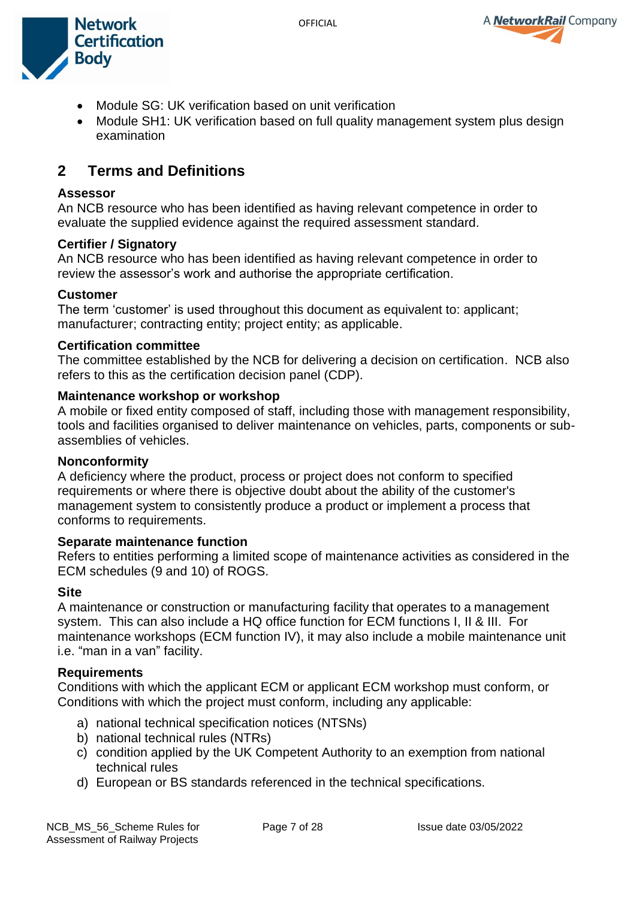- Module SG: UK verification based on unit verification
- Module SH1: UK verification based on full quality management system plus design examination

## 2 Terms and Definitions

**Assessor**
An NCB resource who has been identified as having relevant competence in order to evaluate the supplied evidence against the required assessment standard.

**Certifier / Signatory**
An NCB resource who has been identified as having relevant competence in order to review the assessor's work and authorise the appropriate certification.

**Customer**
The term 'customer' is used throughout this document as equivalent to: applicant; manufacturer; contracting entity; project entity; as applicable.

**Certification committee**
The committee established by the NCB for delivering a decision on certification. NCB also refers to this as the certification decision panel (CDP).

**Maintenance workshop or workshop**
A mobile or fixed entity composed of staff, including those with management responsibility, tools and facilities organised to deliver maintenance on vehicles, parts, components or sub-assemblies of vehicles.

**Nonconformity**
A deficiency where the product, process or project does not conform to specified requirements or where there is objective doubt about the ability of the customer's management system to consistently produce a product or implement a process that conforms to requirements.

**Separate maintenance function**
Refers to entities performing a limited scope of maintenance activities as considered in the ECM schedules (9 and 10) of ROGS.

**Site**
A maintenance or construction or manufacturing facility that operates to a management system. This can also include a HQ office function for ECM functions I, II & III. For maintenance workshops (ECM function IV), it may also include a mobile maintenance unit i.e. "man in a van" facility.

**Requirements**
Conditions with which the applicant ECM or applicant ECM workshop must conform, or Conditions with which the project must conform, including any applicable:

a) national technical specification notices (NTSNs)
b) national technical rules (NTRs)
c) condition applied by the UK Competent Authority to an exemption from national technical rules
d) European or BS standards referenced in the technical specifications.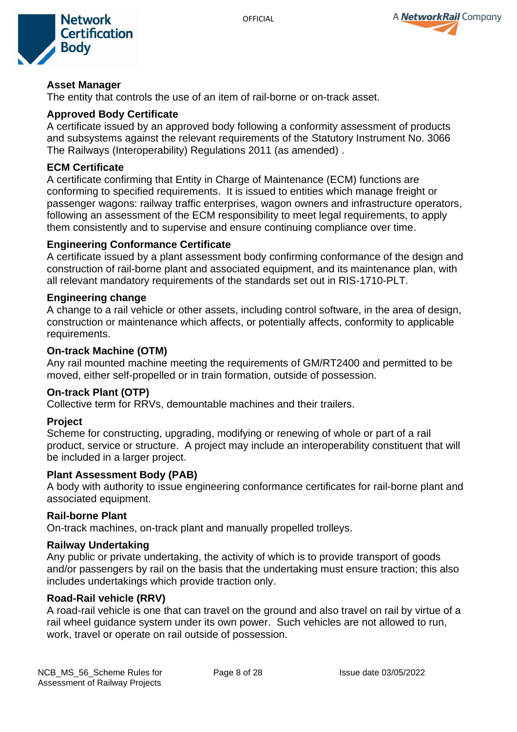**Asset Manager**
The entity that controls the use of an item of rail-borne or on-track asset.

**Approved Body Certificate**
A certificate issued by an approved body following a conformity assessment of products and subsystems against the relevant requirements of the Statutory Instrument No. 3066 The Railways (Interoperability) Regulations 2011 (as amended) .

**ECM Certificate**
A certificate confirming that Entity in Charge of Maintenance (ECM) functions are conforming to specified requirements. It is issued to entities which manage freight or passenger wagons: railway traffic enterprises, wagon owners and infrastructure operators, following an assessment of the ECM responsibility to meet legal requirements, to apply them consistently and to supervise and ensure continuing compliance over time.

**Engineering Conformance Certificate**
A certificate issued by a plant assessment body confirming conformance of the design and construction of rail-borne plant and associated equipment, and its maintenance plan, with all relevant mandatory requirements of the standards set out in RIS-1710-PLT.

**Engineering change**
A change to a rail vehicle or other assets, including control software, in the area of design, construction or maintenance which affects, or potentially affects, conformity to applicable requirements.

**On-track Machine (OTM)**
Any rail mounted machine meeting the requirements of GM/RT2400 and permitted to be moved, either self-propelled or in train formation, outside of possession.

**On-track Plant (OTP)**
Collective term for RRVs, demountable machines and their trailers.

**Project**
Scheme for constructing, upgrading, modifying or renewing of whole or part of a rail product, service or structure. A project may include an interoperability constituent that will be included in a larger project.

**Plant Assessment Body (PAB)**
A body with authority to issue engineering conformance certificates for rail-borne plant and associated equipment.

**Rail-borne Plant**
On-track machines, on-track plant and manually propelled trolleys.

**Railway Undertaking**
Any public or private undertaking, the activity of which is to provide transport of goods and/or passengers by rail on the basis that the undertaking must ensure traction; this also includes undertakings which provide traction only.

**Road-Rail vehicle (RRV)**
A road-rail vehicle is one that can travel on the ground and also travel on rail by virtue of a rail wheel guidance system under its own power. Such vehicles are not allowed to run, work, travel or operate on rail outside of possession.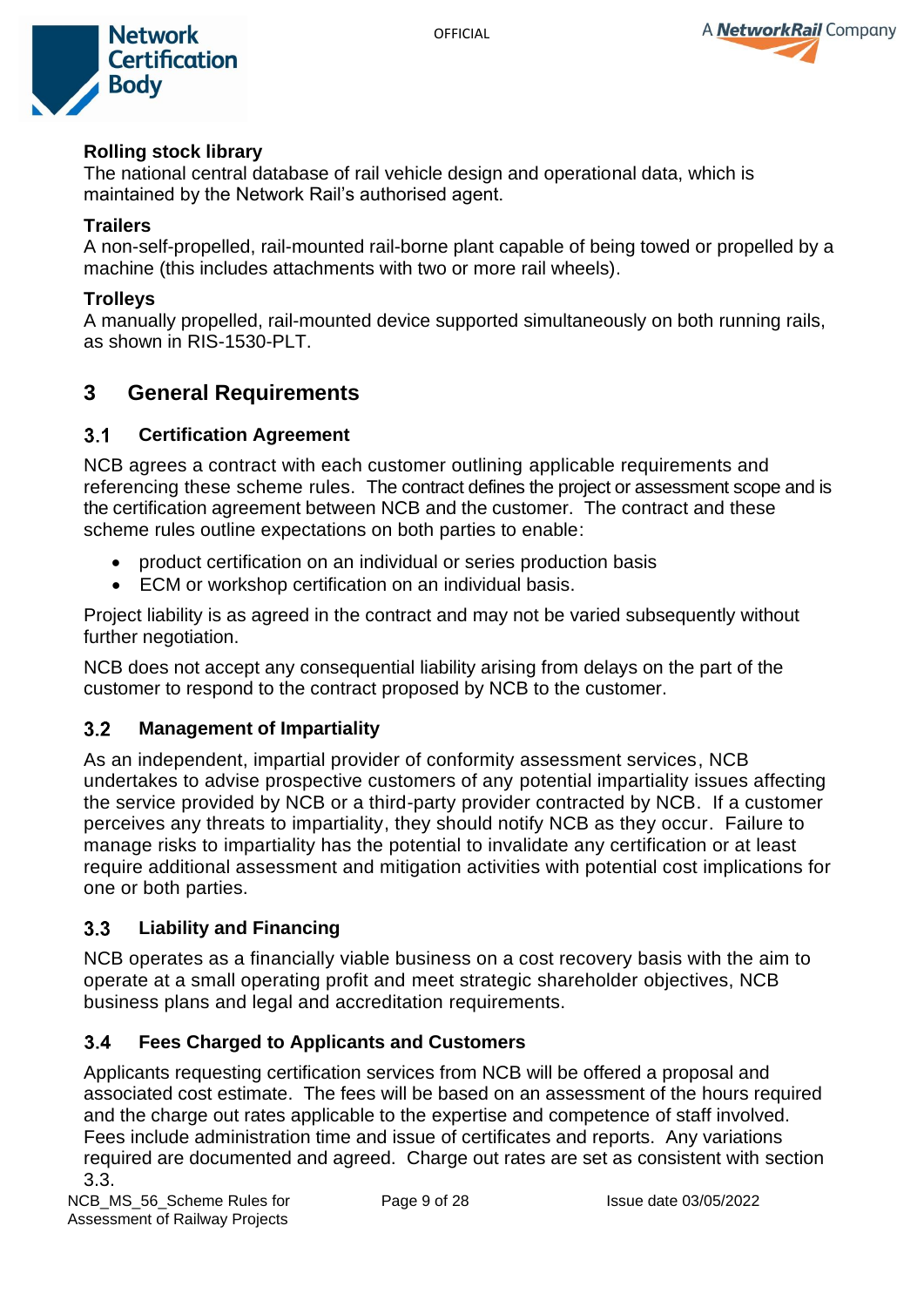**Rolling stock library**
The national central database of rail vehicle design and operational data, which is maintained by the Network Rail's authorised agent.

**Trailers**
A non-self-propelled, rail-mounted rail-borne plant capable of being towed or propelled by a machine (this includes attachments with two or more rail wheels).

**Trolleys**
A manually propelled, rail-mounted device supported simultaneously on both running rails, as shown in RIS-1530-PLT.

# 3 General Requirements

## 3.1 Certification Agreement

NCB agrees a contract with each customer outlining applicable requirements and referencing these scheme rules. The contract defines the project or assessment scope and is the certification agreement between NCB and the customer. The contract and these scheme rules outline expectations on both parties to enable:

- product certification on an individual or series production basis
- ECM or workshop certification on an individual basis.

Project liability is as agreed in the contract and may not be varied subsequently without further negotiation.

NCB does not accept any consequential liability arising from delays on the part of the customer to respond to the contract proposed by NCB to the customer.

## 3.2 Management of Impartiality

As an independent, impartial provider of conformity assessment services, NCB undertakes to advise prospective customers of any potential impartiality issues affecting the service provided by NCB or a third-party provider contracted by NCB. If a customer perceives any threats to impartiality, they should notify NCB as they occur. Failure to manage risks to impartiality has the potential to invalidate any certification or at least require additional assessment and mitigation activities with potential cost implications for one or both parties.

## 3.3 Liability and Financing

NCB operates as a financially viable business on a cost recovery basis with the aim to operate at a small operating profit and meet strategic shareholder objectives, NCB business plans and legal and accreditation requirements.

## 3.4 Fees Charged to Applicants and Customers

Applicants requesting certification services from NCB will be offered a proposal and associated cost estimate. The fees will be based on an assessment of the hours required and the charge out rates applicable to the expertise and competence of staff involved. Fees include administration time and issue of certificates and reports. Any variations required are documented and agreed. Charge out rates are set as consistent with section 3.3.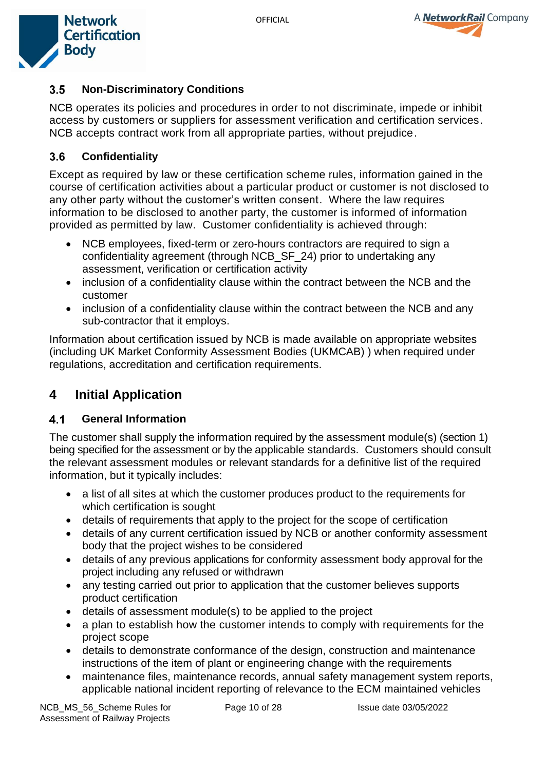### 3.5 Non-Discriminatory Conditions

NCB operates its policies and procedures in order to not discriminate, impede or inhibit access by customers or suppliers for assessment verification and certification services. NCB accepts contract work from all appropriate parties, without prejudice.

### 3.6 Confidentiality

Except as required by law or these certification scheme rules, information gained in the course of certification activities about a particular product or customer is not disclosed to any other party without the customer's written consent. Where the law requires information to be disclosed to another party, the customer is informed of information provided as permitted by law. Customer confidentiality is achieved through:

- NCB employees, fixed-term or zero-hours contractors are required to sign a confidentiality agreement (through NCB_SF_24) prior to undertaking any assessment, verification or certification activity
- inclusion of a confidentiality clause within the contract between the NCB and the customer
- inclusion of a confidentiality clause within the contract between the NCB and any sub-contractor that it employs.

Information about certification issued by NCB is made available on appropriate websites (including UK Market Conformity Assessment Bodies (UKMCAB) ) when required under regulations, accreditation and certification requirements.

## 4 Initial Application

### 4.1 General Information

The customer shall supply the information required by the assessment module(s) (section 1) being specified for the assessment or by the applicable standards. Customers should consult the relevant assessment modules or relevant standards for a definitive list of the required information, but it typically includes:

- a list of all sites at which the customer produces product to the requirements for which certification is sought
- details of requirements that apply to the project for the scope of certification
- details of any current certification issued by NCB or another conformity assessment body that the project wishes to be considered
- details of any previous applications for conformity assessment body approval for the project including any refused or withdrawn
- any testing carried out prior to application that the customer believes supports product certification
- details of assessment module(s) to be applied to the project
- a plan to establish how the customer intends to comply with requirements for the project scope
- details to demonstrate conformance of the design, construction and maintenance instructions of the item of plant or engineering change with the requirements
- maintenance files, maintenance records, annual safety management system reports, applicable national incident reporting of relevance to the ECM maintained vehicles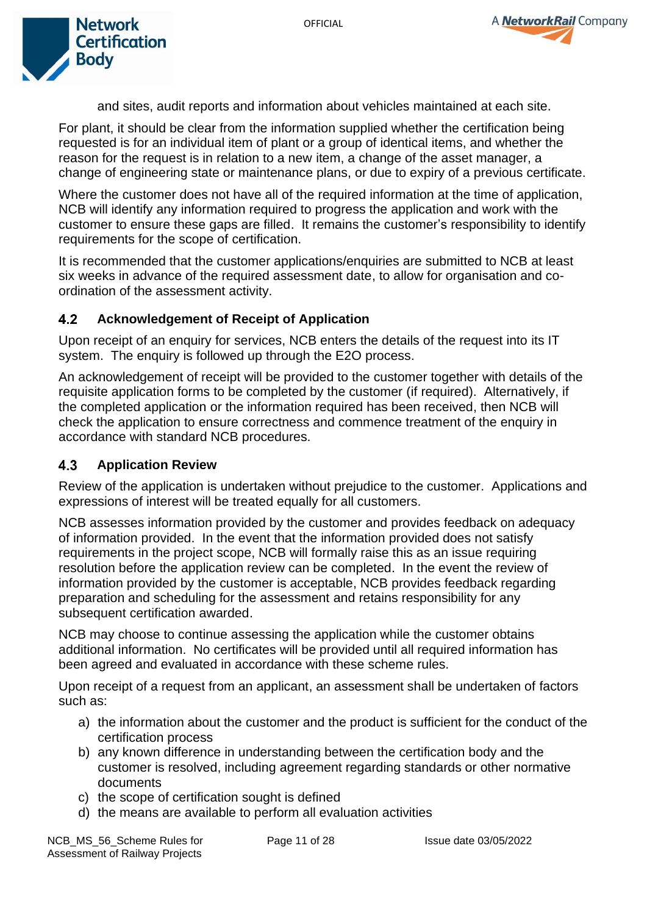and sites, audit reports and information about vehicles maintained at each site.

For plant, it should be clear from the information supplied whether the certification being requested is for an individual item of plant or a group of identical items, and whether the reason for the request is in relation to a new item, a change of the asset manager, a change of engineering state or maintenance plans, or due to expiry of a previous certificate.

Where the customer does not have all of the required information at the time of application, NCB will identify any information required to progress the application and work with the customer to ensure these gaps are filled. It remains the customer's responsibility to identify requirements for the scope of certification.

It is recommended that the customer applications/enquiries are submitted to NCB at least six weeks in advance of the required assessment date, to allow for organisation and co-ordination of the assessment activity.

### 4.2 Acknowledgement of Receipt of Application

Upon receipt of an enquiry for services, NCB enters the details of the request into its IT system. The enquiry is followed up through the E2O process.

An acknowledgement of receipt will be provided to the customer together with details of the requisite application forms to be completed by the customer (if required). Alternatively, if the completed application or the information required has been received, then NCB will check the application to ensure correctness and commence treatment of the enquiry in accordance with standard NCB procedures.

### 4.3 Application Review

Review of the application is undertaken without prejudice to the customer. Applications and expressions of interest will be treated equally for all customers.

NCB assesses information provided by the customer and provides feedback on adequacy of information provided. In the event that the information provided does not satisfy requirements in the project scope, NCB will formally raise this as an issue requiring resolution before the application review can be completed. In the event the review of information provided by the customer is acceptable, NCB provides feedback regarding preparation and scheduling for the assessment and retains responsibility for any subsequent certification awarded.

NCB may choose to continue assessing the application while the customer obtains additional information. No certificates will be provided until all required information has been agreed and evaluated in accordance with these scheme rules.

Upon receipt of a request from an applicant, an assessment shall be undertaken of factors such as:

a) the information about the customer and the product is sufficient for the conduct of the certification process
b) any known difference in understanding between the certification body and the customer is resolved, including agreement regarding standards or other normative documents
c) the scope of certification sought is defined
d) the means are available to perform all evaluation activities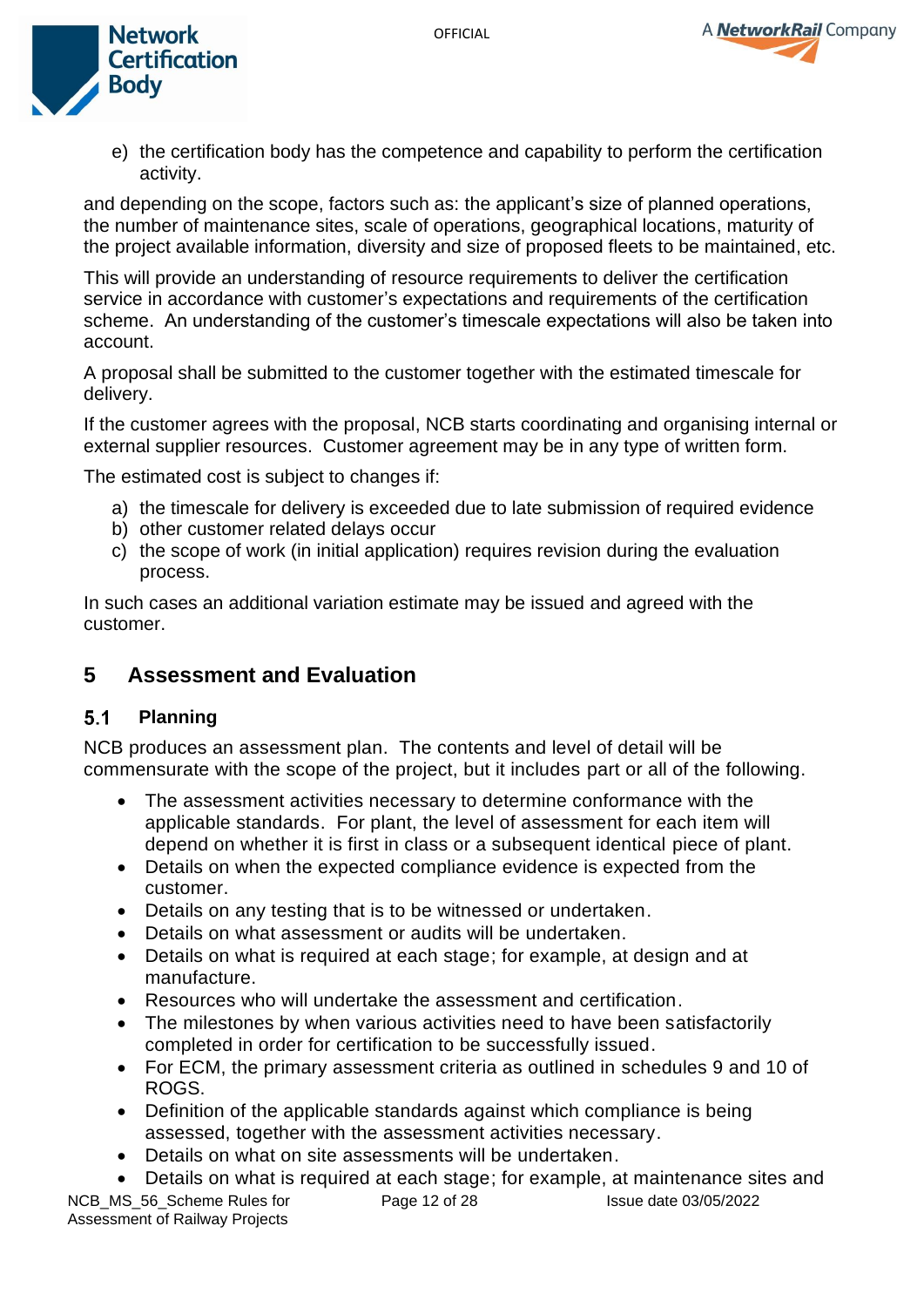e) the certification body has the competence and capability to perform the certification activity.

and depending on the scope, factors such as: the applicant's size of planned operations, the number of maintenance sites, scale of operations, geographical locations, maturity of the project available information, diversity and size of proposed fleets to be maintained, etc.

This will provide an understanding of resource requirements to deliver the certification service in accordance with customer's expectations and requirements of the certification scheme. An understanding of the customer's timescale expectations will also be taken into account.

A proposal shall be submitted to the customer together with the estimated timescale for delivery.

If the customer agrees with the proposal, NCB starts coordinating and organising internal or external supplier resources. Customer agreement may be in any type of written form.

The estimated cost is subject to changes if:

a) the timescale for delivery is exceeded due to late submission of required evidence
b) other customer related delays occur
c) the scope of work (in initial application) requires revision during the evaluation process.

In such cases an additional variation estimate may be issued and agreed with the customer.

## 5 Assessment and Evaluation

### 5.1 Planning

NCB produces an assessment plan. The contents and level of detail will be commensurate with the scope of the project, but it includes part or all of the following.

- The assessment activities necessary to determine conformance with the applicable standards. For plant, the level of assessment for each item will depend on whether it is first in class or a subsequent identical piece of plant.
- Details on when the expected compliance evidence is expected from the customer.
- Details on any testing that is to be witnessed or undertaken.
- Details on what assessment or audits will be undertaken.
- Details on what is required at each stage; for example, at design and at manufacture.
- Resources who will undertake the assessment and certification.
- The milestones by when various activities need to have been satisfactorily completed in order for certification to be successfully issued.
- For ECM, the primary assessment criteria as outlined in schedules 9 and 10 of ROGS.
- Definition of the applicable standards against which compliance is being assessed, together with the assessment activities necessary.
- Details on what on site assessments will be undertaken.
- Details on what is required at each stage; for example, at maintenance sites and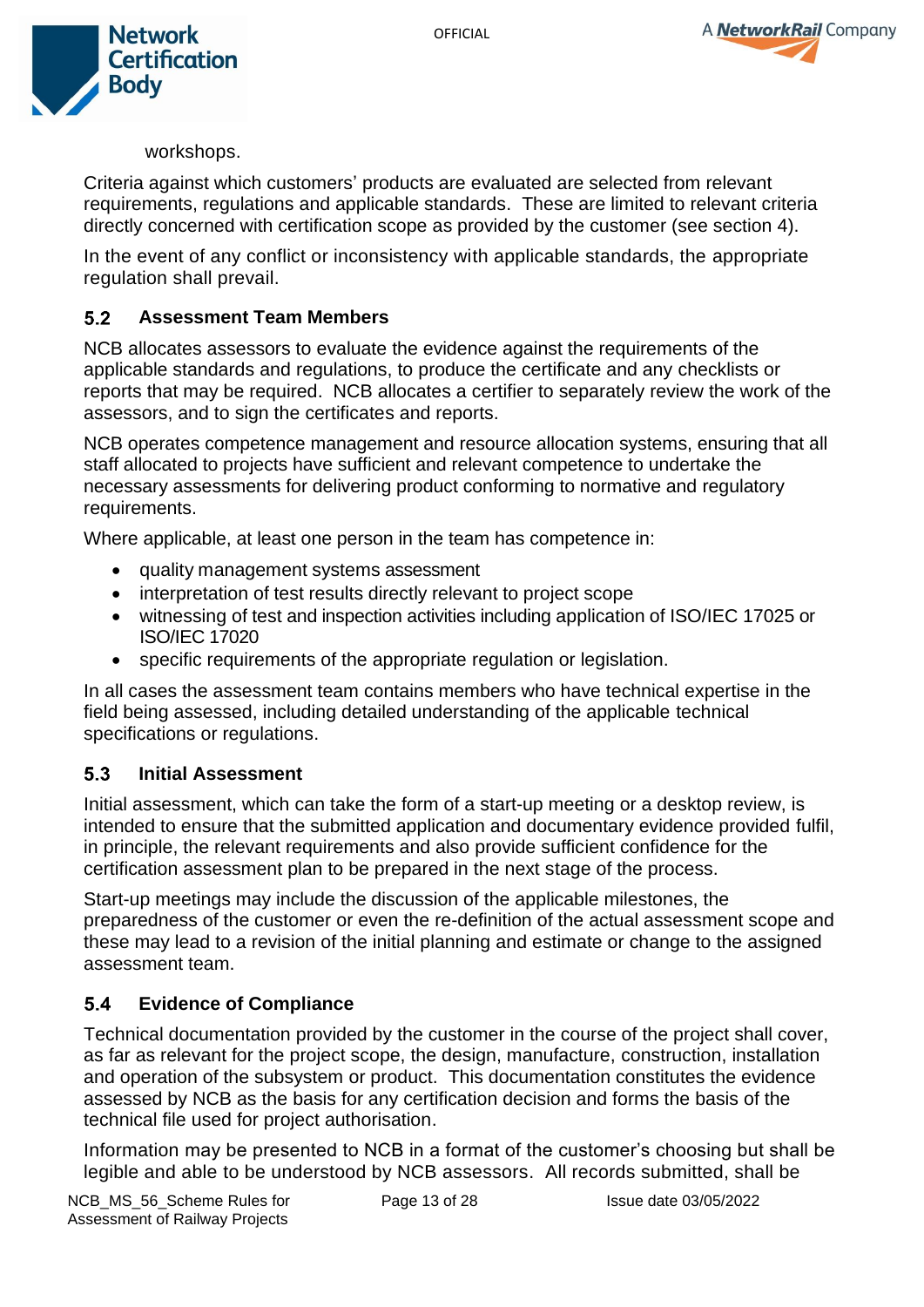workshops.

Criteria against which customers' products are evaluated are selected from relevant requirements, regulations and applicable standards. These are limited to relevant criteria directly concerned with certification scope as provided by the customer (see section 4).

In the event of any conflict or inconsistency with applicable standards, the appropriate regulation shall prevail.

### 5.2 Assessment Team Members

NCB allocates assessors to evaluate the evidence against the requirements of the applicable standards and regulations, to produce the certificate and any checklists or reports that may be required. NCB allocates a certifier to separately review the work of the assessors, and to sign the certificates and reports.

NCB operates competence management and resource allocation systems, ensuring that all staff allocated to projects have sufficient and relevant competence to undertake the necessary assessments for delivering product conforming to normative and regulatory requirements.

Where applicable, at least one person in the team has competence in:

- quality management systems assessment
- interpretation of test results directly relevant to project scope
- witnessing of test and inspection activities including application of ISO/IEC 17025 or ISO/IEC 17020
- specific requirements of the appropriate regulation or legislation.

In all cases the assessment team contains members who have technical expertise in the field being assessed, including detailed understanding of the applicable technical specifications or regulations.

### 5.3 Initial Assessment

Initial assessment, which can take the form of a start-up meeting or a desktop review, is intended to ensure that the submitted application and documentary evidence provided fulfil, in principle, the relevant requirements and also provide sufficient confidence for the certification assessment plan to be prepared in the next stage of the process.

Start-up meetings may include the discussion of the applicable milestones, the preparedness of the customer or even the re-definition of the actual assessment scope and these may lead to a revision of the initial planning and estimate or change to the assigned assessment team.

### 5.4 Evidence of Compliance

Technical documentation provided by the customer in the course of the project shall cover, as far as relevant for the project scope, the design, manufacture, construction, installation and operation of the subsystem or product. This documentation constitutes the evidence assessed by NCB as the basis for any certification decision and forms the basis of the technical file used for project authorisation.

Information may be presented to NCB in a format of the customer's choosing but shall be legible and able to be understood by NCB assessors. All records submitted, shall be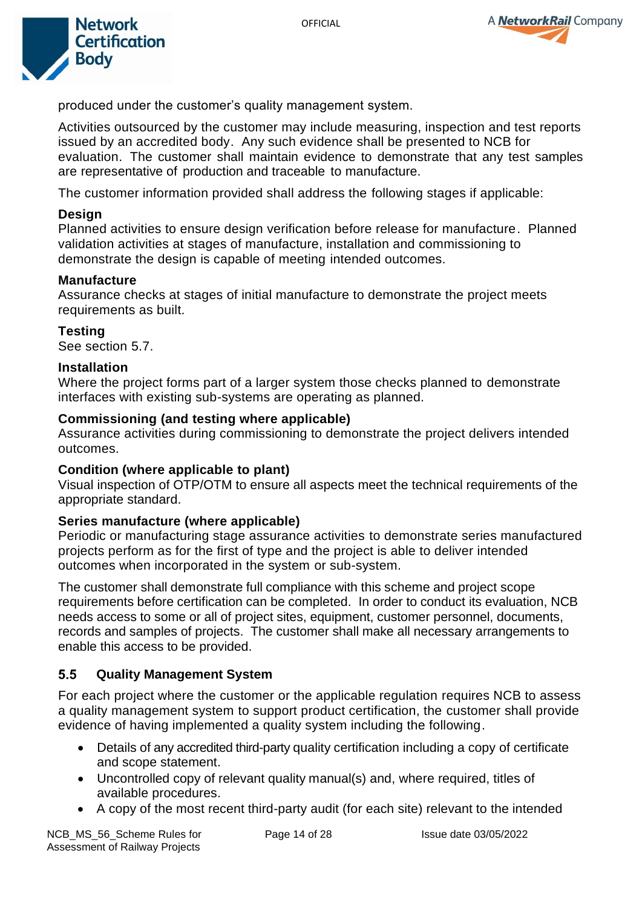produced under the customer's quality management system.

Activities outsourced by the customer may include measuring, inspection and test reports issued by an accredited body. Any such evidence shall be presented to NCB for evaluation. The customer shall maintain evidence to demonstrate that any test samples are representative of production and traceable to manufacture.

The customer information provided shall address the following stages if applicable:

**Design**
Planned activities to ensure design verification before release for manufacture. Planned validation activities at stages of manufacture, installation and commissioning to demonstrate the design is capable of meeting intended outcomes.

**Manufacture**
Assurance checks at stages of initial manufacture to demonstrate the project meets requirements as built.

**Testing**
See section 5.7.

**Installation**
Where the project forms part of a larger system those checks planned to demonstrate interfaces with existing sub-systems are operating as planned.

**Commissioning (and testing where applicable)**
Assurance activities during commissioning to demonstrate the project delivers intended outcomes.

**Condition (where applicable to plant)**
Visual inspection of OTP/OTM to ensure all aspects meet the technical requirements of the appropriate standard.

**Series manufacture (where applicable)**
Periodic or manufacturing stage assurance activities to demonstrate series manufactured projects perform as for the first of type and the project is able to deliver intended outcomes when incorporated in the system or sub-system.

The customer shall demonstrate full compliance with this scheme and project scope requirements before certification can be completed. In order to conduct its evaluation, NCB needs access to some or all of project sites, equipment, customer personnel, documents, records and samples of projects. The customer shall make all necessary arrangements to enable this access to be provided.

## 5.5 Quality Management System

For each project where the customer or the applicable regulation requires NCB to assess a quality management system to support product certification, the customer shall provide evidence of having implemented a quality system including the following.

- Details of any accredited third-party quality certification including a copy of certificate and scope statement.
- Uncontrolled copy of relevant quality manual(s) and, where required, titles of available procedures.
- A copy of the most recent third-party audit (for each site) relevant to the intended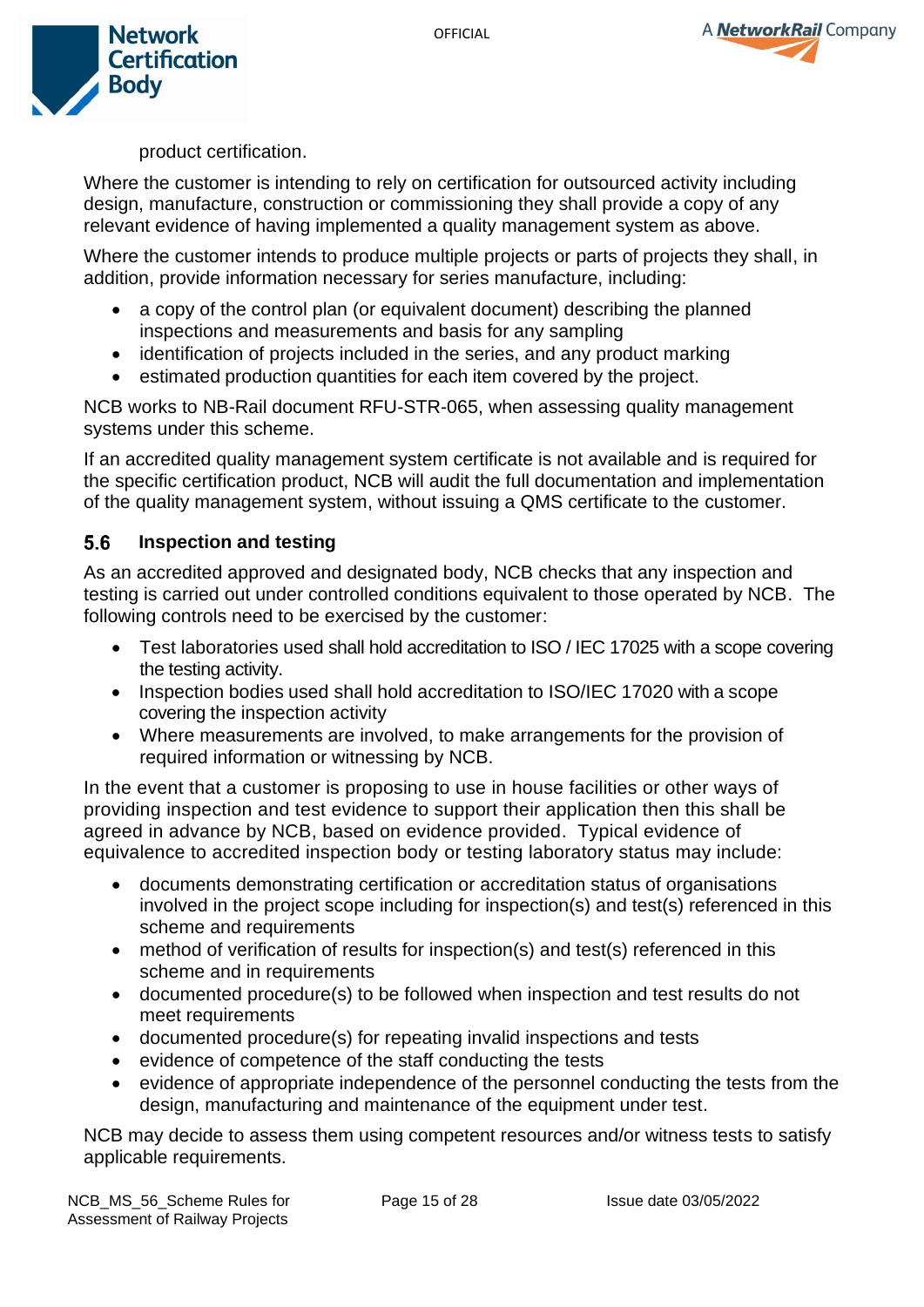product certification.

Where the customer is intending to rely on certification for outsourced activity including design, manufacture, construction or commissioning they shall provide a copy of any relevant evidence of having implemented a quality management system as above.

Where the customer intends to produce multiple projects or parts of projects they shall, in addition, provide information necessary for series manufacture, including:

- a copy of the control plan (or equivalent document) describing the planned inspections and measurements and basis for any sampling
- identification of projects included in the series, and any product marking
- estimated production quantities for each item covered by the project.

NCB works to NB-Rail document RFU-STR-065, when assessing quality management systems under this scheme.

If an accredited quality management system certificate is not available and is required for the specific certification product, NCB will audit the full documentation and implementation of the quality management system, without issuing a QMS certificate to the customer.

### 5.6 Inspection and testing

As an accredited approved and designated body, NCB checks that any inspection and testing is carried out under controlled conditions equivalent to those operated by NCB. The following controls need to be exercised by the customer:

- Test laboratories used shall hold accreditation to ISO / IEC 17025 with a scope covering the testing activity.
- Inspection bodies used shall hold accreditation to ISO/IEC 17020 with a scope covering the inspection activity
- Where measurements are involved, to make arrangements for the provision of required information or witnessing by NCB.

In the event that a customer is proposing to use in house facilities or other ways of providing inspection and test evidence to support their application then this shall be agreed in advance by NCB, based on evidence provided. Typical evidence of equivalence to accredited inspection body or testing laboratory status may include:

- documents demonstrating certification or accreditation status of organisations involved in the project scope including for inspection(s) and test(s) referenced in this scheme and requirements
- method of verification of results for inspection(s) and test(s) referenced in this scheme and in requirements
- documented procedure(s) to be followed when inspection and test results do not meet requirements
- documented procedure(s) for repeating invalid inspections and tests
- evidence of competence of the staff conducting the tests
- evidence of appropriate independence of the personnel conducting the tests from the design, manufacturing and maintenance of the equipment under test.

NCB may decide to assess them using competent resources and/or witness tests to satisfy applicable requirements.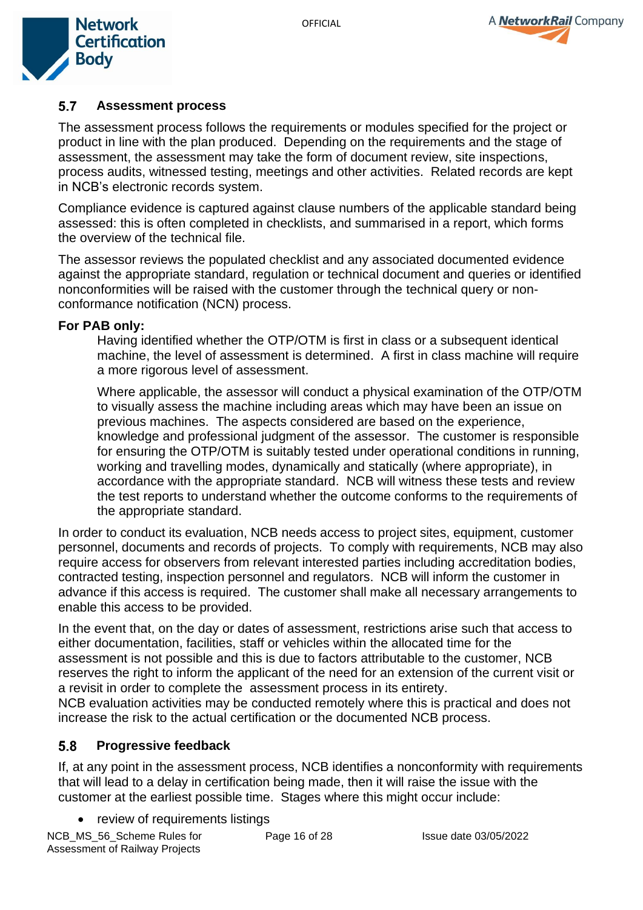## 5.7 Assessment process

The assessment process follows the requirements or modules specified for the project or product in line with the plan produced. Depending on the requirements and the stage of assessment, the assessment may take the form of document review, site inspections, process audits, witnessed testing, meetings and other activities. Related records are kept in NCB's electronic records system.

Compliance evidence is captured against clause numbers of the applicable standard being assessed: this is often completed in checklists, and summarised in a report, which forms the overview of the technical file.

The assessor reviews the populated checklist and any associated documented evidence against the appropriate standard, regulation or technical document and queries or identified nonconformities will be raised with the customer through the technical query or non-conformance notification (NCN) process.

**For PAB only:**

> Having identified whether the OTP/OTM is first in class or a subsequent identical machine, the level of assessment is determined. A first in class machine will require a more rigorous level of assessment.
>
> Where applicable, the assessor will conduct a physical examination of the OTP/OTM to visually assess the machine including areas which may have been an issue on previous machines. The aspects considered are based on the experience, knowledge and professional judgment of the assessor. The customer is responsible for ensuring the OTP/OTM is suitably tested under operational conditions in running, working and travelling modes, dynamically and statically (where appropriate), in accordance with the appropriate standard. NCB will witness these tests and review the test reports to understand whether the outcome conforms to the requirements of the appropriate standard.

In order to conduct its evaluation, NCB needs access to project sites, equipment, customer personnel, documents and records of projects. To comply with requirements, NCB may also require access for observers from relevant interested parties including accreditation bodies, contracted testing, inspection personnel and regulators. NCB will inform the customer in advance if this access is required. The customer shall make all necessary arrangements to enable this access to be provided.

In the event that, on the day or dates of assessment, restrictions arise such that access to either documentation, facilities, staff or vehicles within the allocated time for the assessment is not possible and this is due to factors attributable to the customer, NCB reserves the right to inform the applicant of the need for an extension of the current visit or a revisit in order to complete the assessment process in its entirety.
NCB evaluation activities may be conducted remotely where this is practical and does not increase the risk to the actual certification or the documented NCB process.

## 5.8 Progressive feedback

If, at any point in the assessment process, NCB identifies a nonconformity with requirements that will lead to a delay in certification being made, then it will raise the issue with the customer at the earliest possible time. Stages where this might occur include:

- review of requirements listings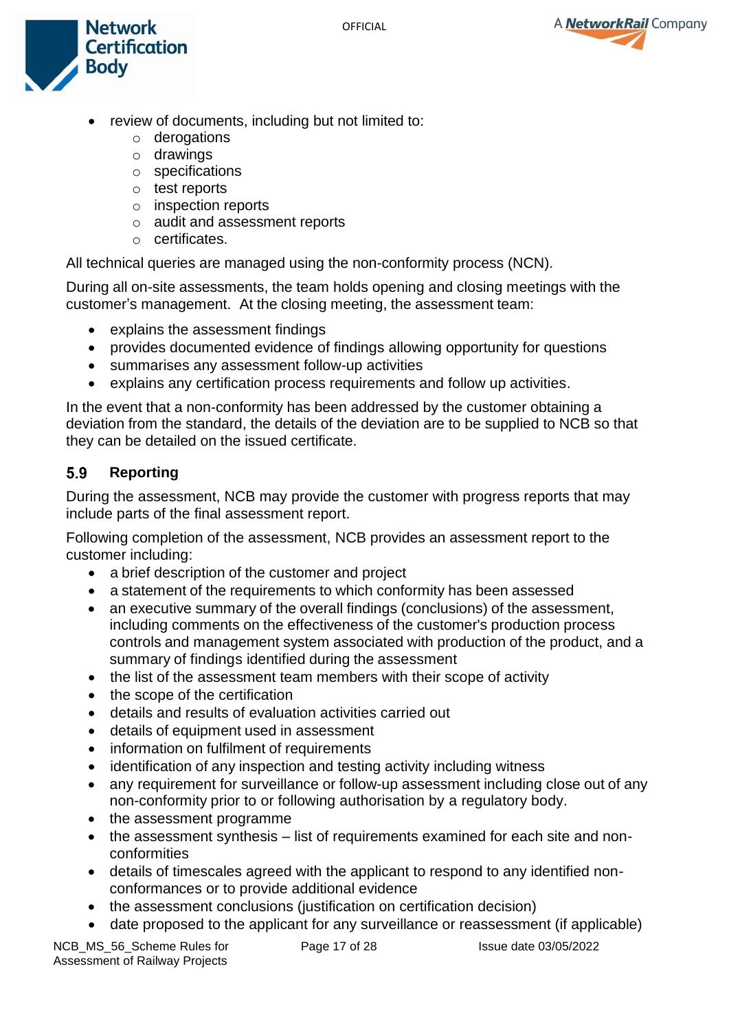- review of documents, including but not limited to:
    - derogations
    - drawings
    - specifications
    - test reports
    - inspection reports
    - audit and assessment reports
    - certificates.

All technical queries are managed using the non-conformity process (NCN).

During all on-site assessments, the team holds opening and closing meetings with the customer's management. At the closing meeting, the assessment team:

- explains the assessment findings
- provides documented evidence of findings allowing opportunity for questions
- summarises any assessment follow-up activities
- explains any certification process requirements and follow up activities.

In the event that a non-conformity has been addressed by the customer obtaining a deviation from the standard, the details of the deviation are to be supplied to NCB so that they can be detailed on the issued certificate.

### 5.9 Reporting

During the assessment, NCB may provide the customer with progress reports that may include parts of the final assessment report.

Following completion of the assessment, NCB provides an assessment report to the customer including:

- a brief description of the customer and project
- a statement of the requirements to which conformity has been assessed
- an executive summary of the overall findings (conclusions) of the assessment, including comments on the effectiveness of the customer's production process controls and management system associated with production of the product, and a summary of findings identified during the assessment
- the list of the assessment team members with their scope of activity
- the scope of the certification
- details and results of evaluation activities carried out
- details of equipment used in assessment
- information on fulfilment of requirements
- identification of any inspection and testing activity including witness
- any requirement for surveillance or follow-up assessment including close out of any non-conformity prior to or following authorisation by a regulatory body.
- the assessment programme
- the assessment synthesis – list of requirements examined for each site and non-conformities
- details of timescales agreed with the applicant to respond to any identified non-conformances or to provide additional evidence
- the assessment conclusions (justification on certification decision)
- date proposed to the applicant for any surveillance or reassessment (if applicable)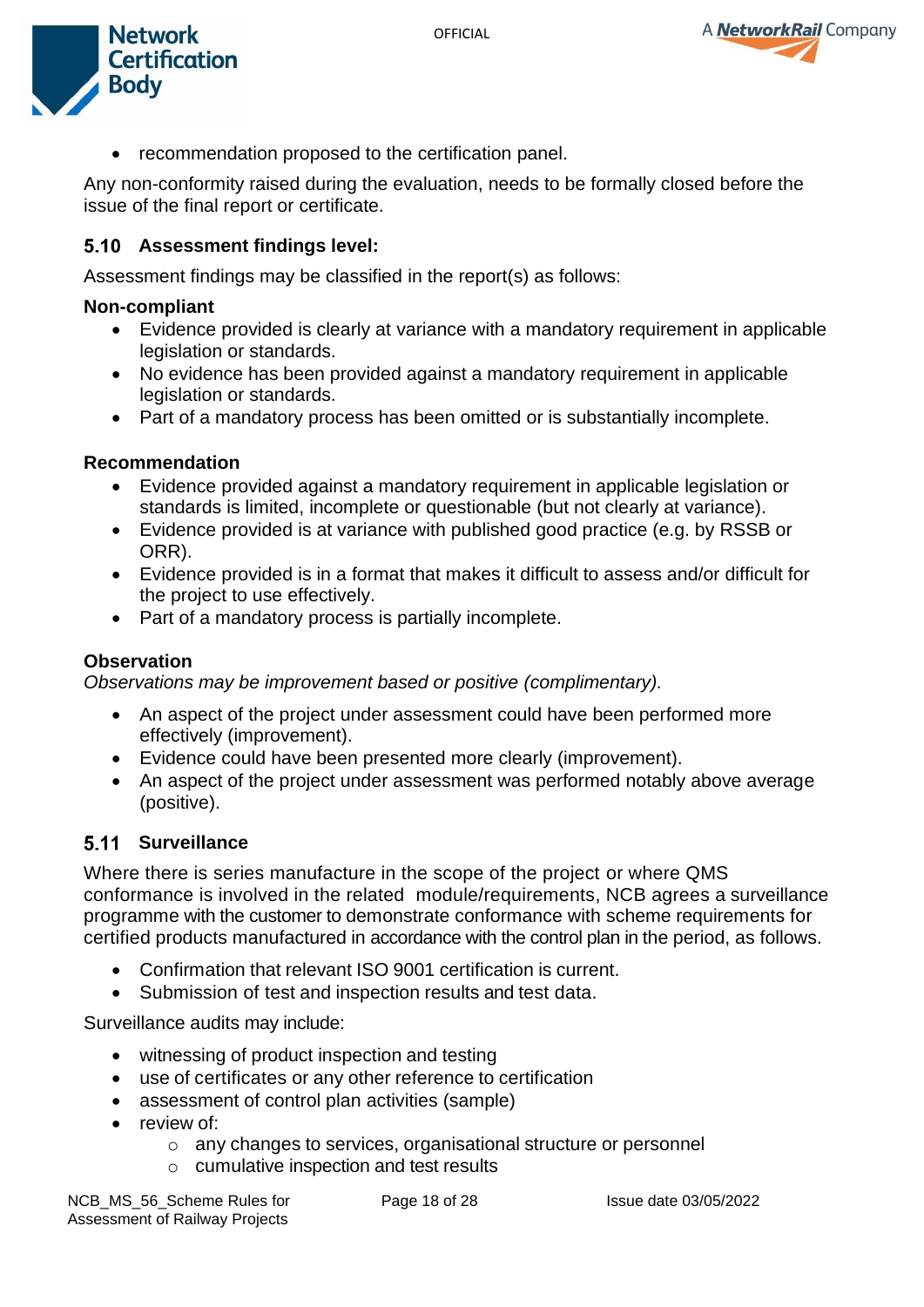- recommendation proposed to the certification panel.

Any non-conformity raised during the evaluation, needs to be formally closed before the issue of the final report or certificate.

## 5.10 Assessment findings level:

Assessment findings may be classified in the report(s) as follows:

**Non-compliant**

- Evidence provided is clearly at variance with a mandatory requirement in applicable legislation or standards.
- No evidence has been provided against a mandatory requirement in applicable legislation or standards.
- Part of a mandatory process has been omitted or is substantially incomplete.

**Recommendation**

- Evidence provided against a mandatory requirement in applicable legislation or standards is limited, incomplete or questionable (but not clearly at variance).
- Evidence provided is at variance with published good practice (e.g. by RSSB or ORR).
- Evidence provided is in a format that makes it difficult to assess and/or difficult for the project to use effectively.
- Part of a mandatory process is partially incomplete.

**Observation**

*Observations may be improvement based or positive (complimentary).*

- An aspect of the project under assessment could have been performed more effectively (improvement).
- Evidence could have been presented more clearly (improvement).
- An aspect of the project under assessment was performed notably above average (positive).

## 5.11 Surveillance

Where there is series manufacture in the scope of the project or where QMS conformance is involved in the related module/requirements, NCB agrees a surveillance programme with the customer to demonstrate conformance with scheme requirements for certified products manufactured in accordance with the control plan in the period, as follows.

- Confirmation that relevant ISO 9001 certification is current.
- Submission of test and inspection results and test data.

Surveillance audits may include:

- witnessing of product inspection and testing
- use of certificates or any other reference to certification
- assessment of control plan activities (sample)
- review of:
  - any changes to services, organisational structure or personnel
  - cumulative inspection and test results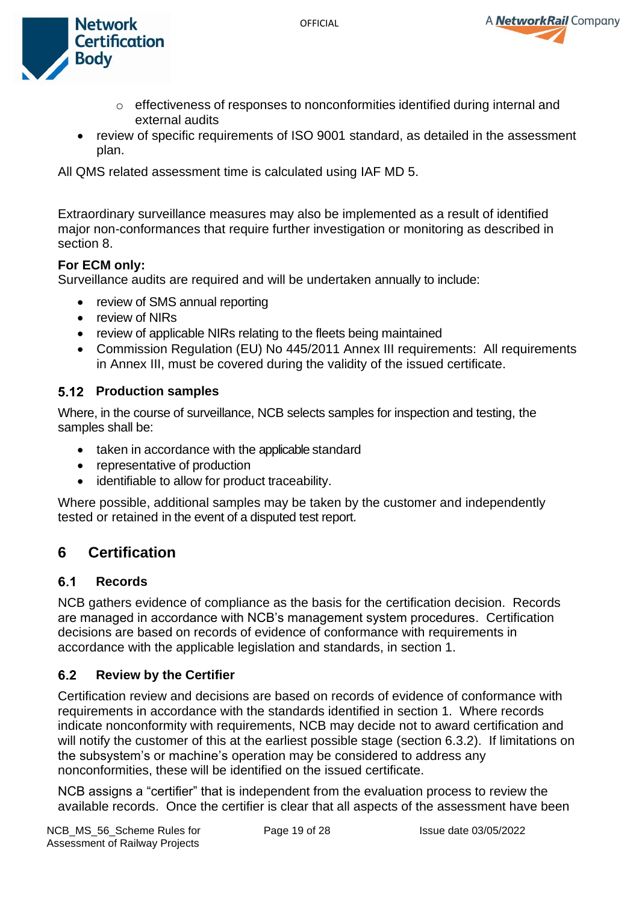- effectiveness of responses to nonconformities identified during internal and external audits
- review of specific requirements of ISO 9001 standard, as detailed in the assessment plan.

All QMS related assessment time is calculated using IAF MD 5.

Extraordinary surveillance measures may also be implemented as a result of identified major non-conformances that require further investigation or monitoring as described in section 8.

**For ECM only:**
Surveillance audits are required and will be undertaken annually to include:

- review of SMS annual reporting
- review of NIRs
- review of applicable NIRs relating to the fleets being maintained
- Commission Regulation (EU) No 445/2011 Annex III requirements: All requirements in Annex III, must be covered during the validity of the issued certificate.

### 5.12 Production samples

Where, in the course of surveillance, NCB selects samples for inspection and testing, the samples shall be:

- taken in accordance with the applicable standard
- representative of production
- identifiable to allow for product traceability.

Where possible, additional samples may be taken by the customer and independently tested or retained in the event of a disputed test report.

## 6 Certification

### 6.1 Records

NCB gathers evidence of compliance as the basis for the certification decision. Records are managed in accordance with NCB's management system procedures. Certification decisions are based on records of evidence of conformance with requirements in accordance with the applicable legislation and standards, in section 1.

### 6.2 Review by the Certifier

Certification review and decisions are based on records of evidence of conformance with requirements in accordance with the standards identified in section 1. Where records indicate nonconformity with requirements, NCB may decide not to award certification and will notify the customer of this at the earliest possible stage (section 6.3.2). If limitations on the subsystem's or machine's operation may be considered to address any nonconformities, these will be identified on the issued certificate.

NCB assigns a "certifier" that is independent from the evaluation process to review the available records. Once the certifier is clear that all aspects of the assessment have been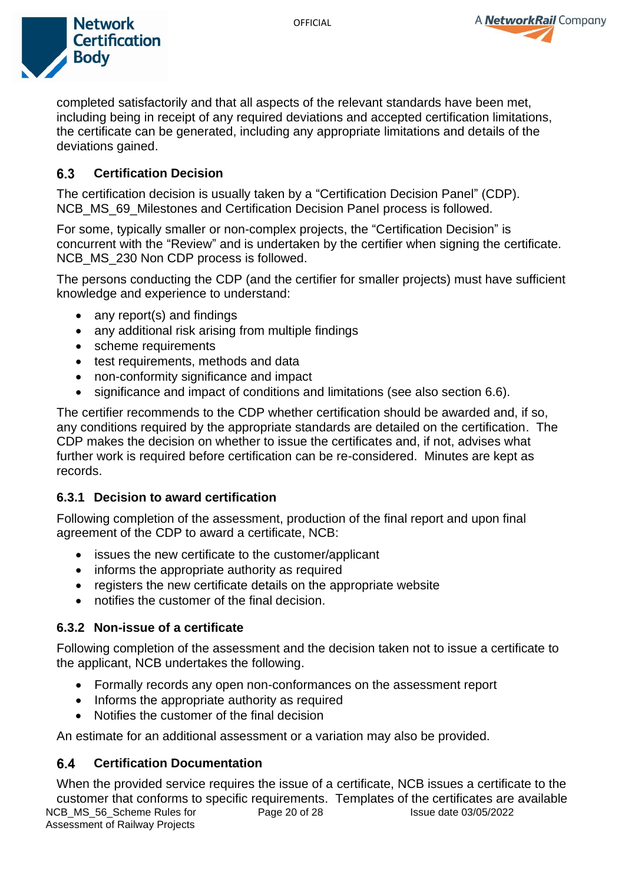completed satisfactorily and that all aspects of the relevant standards have been met, including being in receipt of any required deviations and accepted certification limitations, the certificate can be generated, including any appropriate limitations and details of the deviations gained.

## 6.3 Certification Decision

The certification decision is usually taken by a "Certification Decision Panel" (CDP). NCB_MS_69_Milestones and Certification Decision Panel process is followed.

For some, typically smaller or non-complex projects, the "Certification Decision" is concurrent with the "Review" and is undertaken by the certifier when signing the certificate. NCB_MS_230 Non CDP process is followed.

The persons conducting the CDP (and the certifier for smaller projects) must have sufficient knowledge and experience to understand:

- any report(s) and findings
- any additional risk arising from multiple findings
- scheme requirements
- test requirements, methods and data
- non-conformity significance and impact
- significance and impact of conditions and limitations (see also section 6.6).

The certifier recommends to the CDP whether certification should be awarded and, if so, any conditions required by the appropriate standards are detailed on the certification. The CDP makes the decision on whether to issue the certificates and, if not, advises what further work is required before certification can be re-considered. Minutes are kept as records.

### 6.3.1 Decision to award certification

Following completion of the assessment, production of the final report and upon final agreement of the CDP to award a certificate, NCB:

- issues the new certificate to the customer/applicant
- informs the appropriate authority as required
- registers the new certificate details on the appropriate website
- notifies the customer of the final decision.

### 6.3.2 Non-issue of a certificate

Following completion of the assessment and the decision taken not to issue a certificate to the applicant, NCB undertakes the following.

- Formally records any open non-conformances on the assessment report
- Informs the appropriate authority as required
- Notifies the customer of the final decision

An estimate for an additional assessment or a variation may also be provided.

## 6.4 Certification Documentation

When the provided service requires the issue of a certificate, NCB issues a certificate to the customer that conforms to specific requirements. Templates of the certificates are available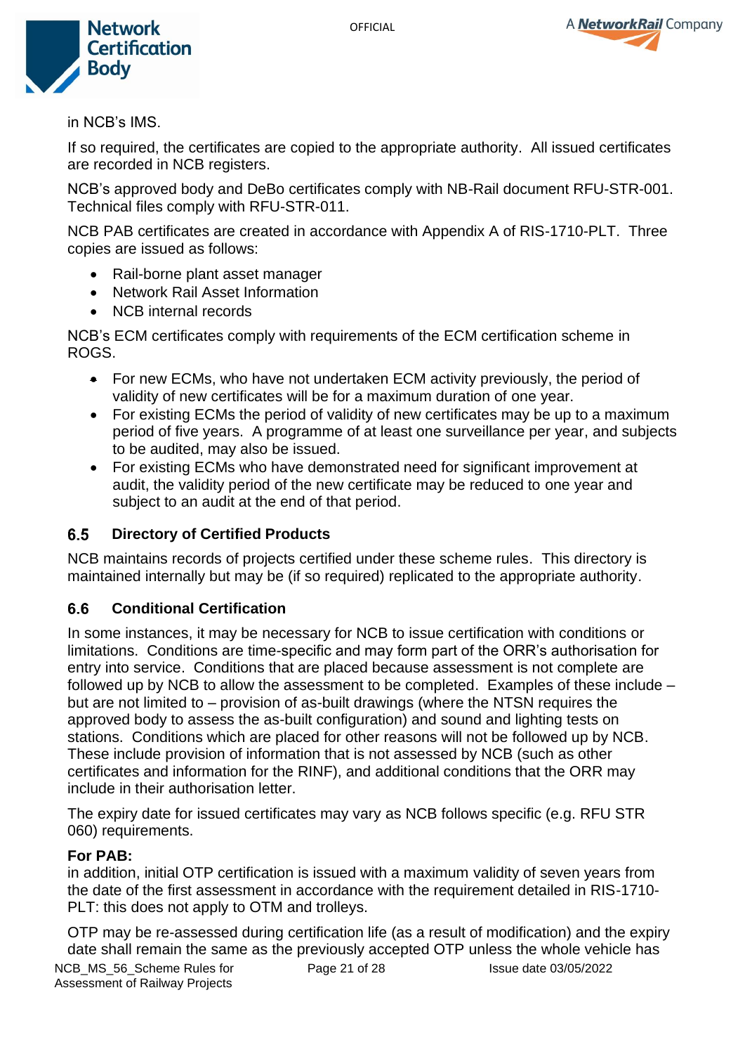in NCB's IMS.

If so required, the certificates are copied to the appropriate authority. All issued certificates are recorded in NCB registers.

NCB's approved body and DeBo certificates comply with NB-Rail document RFU-STR-001. Technical files comply with RFU-STR-011.

NCB PAB certificates are created in accordance with Appendix A of RIS-1710-PLT. Three copies are issued as follows:

- Rail-borne plant asset manager
- Network Rail Asset Information
- NCB internal records

NCB's ECM certificates comply with requirements of the ECM certification scheme in ROGS.

- For new ECMs, who have not undertaken ECM activity previously, the period of validity of new certificates will be for a maximum duration of one year.
- For existing ECMs the period of validity of new certificates may be up to a maximum period of five years. A programme of at least one surveillance per year, and subjects to be audited, may also be issued.
- For existing ECMs who have demonstrated need for significant improvement at audit, the validity period of the new certificate may be reduced to one year and subject to an audit at the end of that period.

## 6.5 Directory of Certified Products

NCB maintains records of projects certified under these scheme rules. This directory is maintained internally but may be (if so required) replicated to the appropriate authority.

## 6.6 Conditional Certification

In some instances, it may be necessary for NCB to issue certification with conditions or limitations. Conditions are time-specific and may form part of the ORR's authorisation for entry into service. Conditions that are placed because assessment is not complete are followed up by NCB to allow the assessment to be completed. Examples of these include – but are not limited to – provision of as-built drawings (where the NTSN requires the approved body to assess the as-built configuration) and sound and lighting tests on stations. Conditions which are placed for other reasons will not be followed up by NCB. These include provision of information that is not assessed by NCB (such as other certificates and information for the RINF), and additional conditions that the ORR may include in their authorisation letter.

The expiry date for issued certificates may vary as NCB follows specific (e.g. RFU STR 060) requirements.

**For PAB:**
in addition, initial OTP certification is issued with a maximum validity of seven years from the date of the first assessment in accordance with the requirement detailed in RIS-1710-PLT: this does not apply to OTM and trolleys.

OTP may be re-assessed during certification life (as a result of modification) and the expiry date shall remain the same as the previously accepted OTP unless the whole vehicle has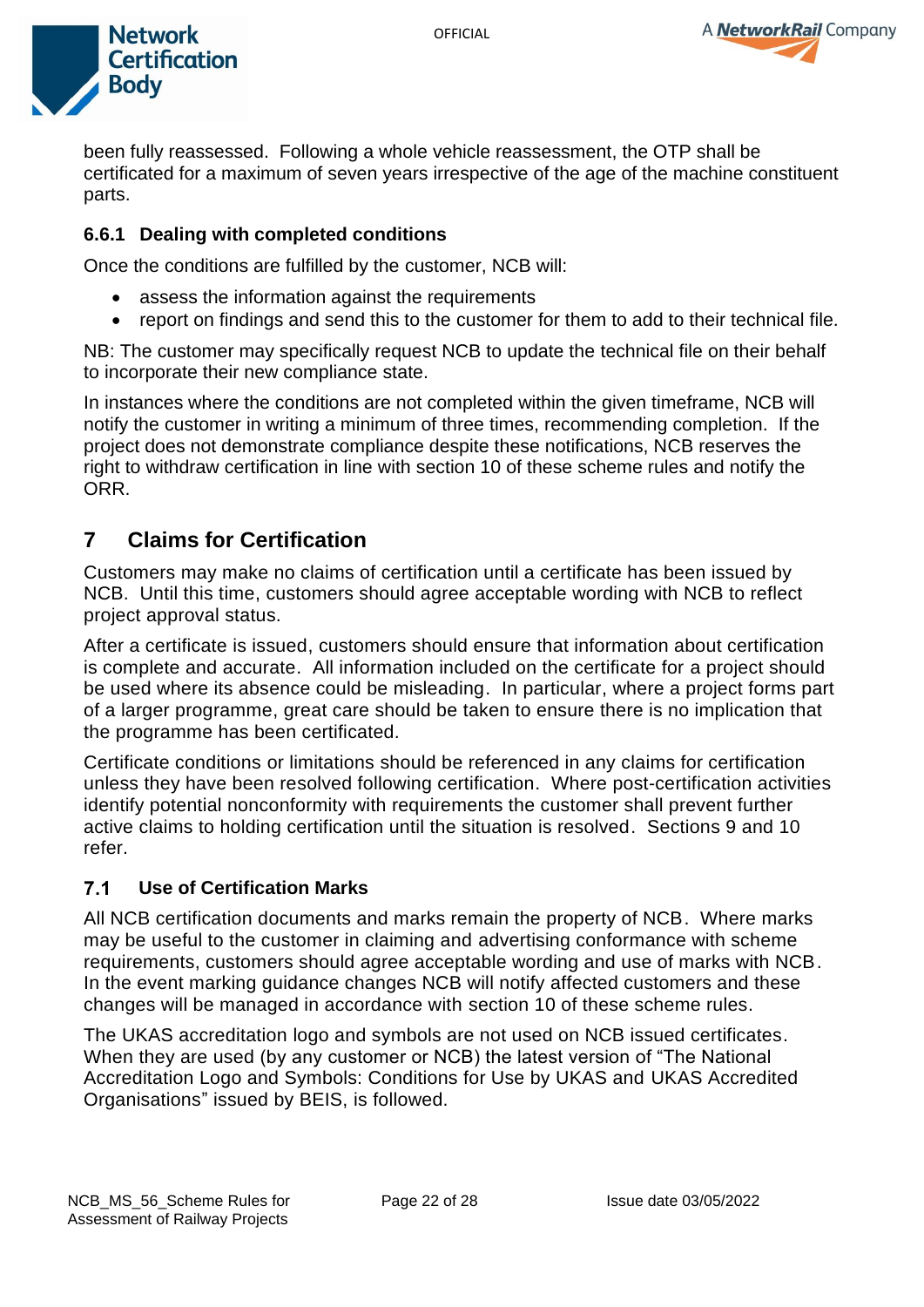been fully reassessed. Following a whole vehicle reassessment, the OTP shall be certificated for a maximum of seven years irrespective of the age of the machine constituent parts.

### 6.6.1 Dealing with completed conditions

Once the conditions are fulfilled by the customer, NCB will:

- assess the information against the requirements
- report on findings and send this to the customer for them to add to their technical file.

NB: The customer may specifically request NCB to update the technical file on their behalf to incorporate their new compliance state.

In instances where the conditions are not completed within the given timeframe, NCB will notify the customer in writing a minimum of three times, recommending completion. If the project does not demonstrate compliance despite these notifications, NCB reserves the right to withdraw certification in line with section 10 of these scheme rules and notify the ORR.

# 7 Claims for Certification

Customers may make no claims of certification until a certificate has been issued by NCB. Until this time, customers should agree acceptable wording with NCB to reflect project approval status.

After a certificate is issued, customers should ensure that information about certification is complete and accurate. All information included on the certificate for a project should be used where its absence could be misleading. In particular, where a project forms part of a larger programme, great care should be taken to ensure there is no implication that the programme has been certificated.

Certificate conditions or limitations should be referenced in any claims for certification unless they have been resolved following certification. Where post-certification activities identify potential nonconformity with requirements the customer shall prevent further active claims to holding certification until the situation is resolved. Sections 9 and 10 refer.

## 7.1 Use of Certification Marks

All NCB certification documents and marks remain the property of NCB. Where marks may be useful to the customer in claiming and advertising conformance with scheme requirements, customers should agree acceptable wording and use of marks with NCB. In the event marking guidance changes NCB will notify affected customers and these changes will be managed in accordance with section 10 of these scheme rules.

The UKAS accreditation logo and symbols are not used on NCB issued certificates. When they are used (by any customer or NCB) the latest version of "The National Accreditation Logo and Symbols: Conditions for Use by UKAS and UKAS Accredited Organisations" issued by BEIS, is followed.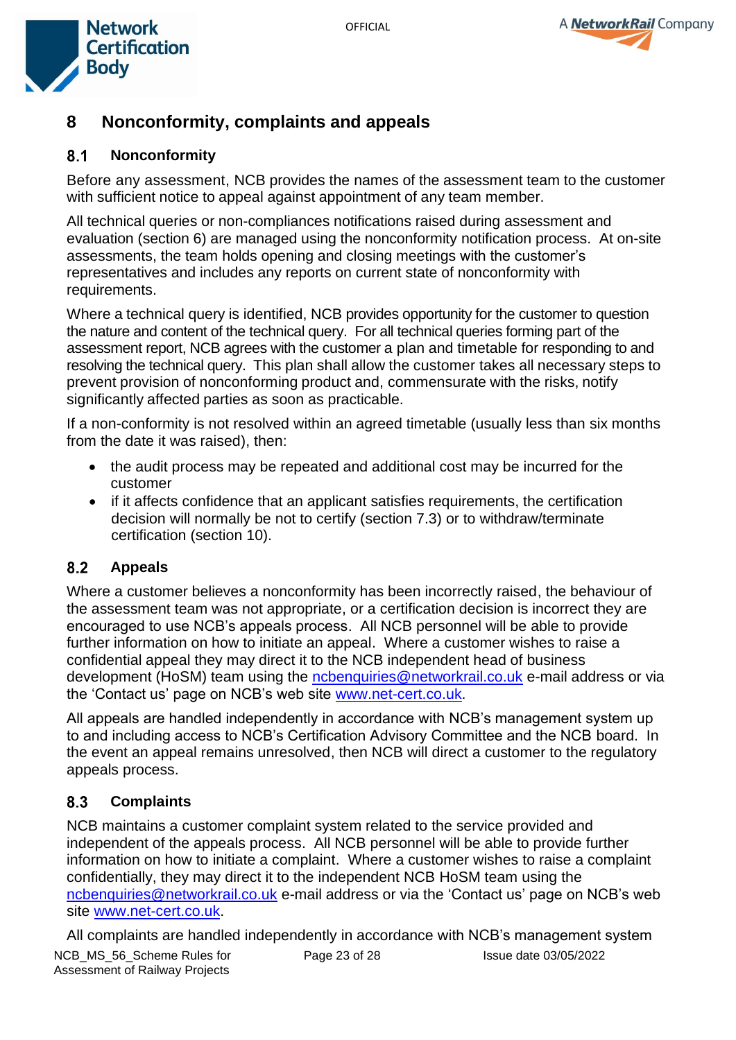# 8 Nonconformity, complaints and appeals

## 8.1 Nonconformity

Before any assessment, NCB provides the names of the assessment team to the customer with sufficient notice to appeal against appointment of any team member.

All technical queries or non-compliances notifications raised during assessment and evaluation (section 6) are managed using the nonconformity notification process. At on-site assessments, the team holds opening and closing meetings with the customer's representatives and includes any reports on current state of nonconformity with requirements.

Where a technical query is identified, NCB provides opportunity for the customer to question the nature and content of the technical query. For all technical queries forming part of the assessment report, NCB agrees with the customer a plan and timetable for responding to and resolving the technical query. This plan shall allow the customer takes all necessary steps to prevent provision of nonconforming product and, commensurate with the risks, notify significantly affected parties as soon as practicable.

If a non-conformity is not resolved within an agreed timetable (usually less than six months from the date it was raised), then:

- the audit process may be repeated and additional cost may be incurred for the customer
- if it affects confidence that an applicant satisfies requirements, the certification decision will normally be not to certify (section 7.3) or to withdraw/terminate certification (section 10).

## 8.2 Appeals

Where a customer believes a nonconformity has been incorrectly raised, the behaviour of the assessment team was not appropriate, or a certification decision is incorrect they are encouraged to use NCB's appeals process. All NCB personnel will be able to provide further information on how to initiate an appeal. Where a customer wishes to raise a confidential appeal they may direct it to the NCB independent head of business development (HoSM) team using the ncbenquiries@networkrail.co.uk e-mail address or via the 'Contact us' page on NCB's web site www.net-cert.co.uk.

All appeals are handled independently in accordance with NCB's management system up to and including access to NCB's Certification Advisory Committee and the NCB board. In the event an appeal remains unresolved, then NCB will direct a customer to the regulatory appeals process.

## 8.3 Complaints

NCB maintains a customer complaint system related to the service provided and independent of the appeals process. All NCB personnel will be able to provide further information on how to initiate a complaint. Where a customer wishes to raise a complaint confidentially, they may direct it to the independent NCB HoSM team using the ncbenquiries@networkrail.co.uk e-mail address or via the 'Contact us' page on NCB's web site www.net-cert.co.uk.

All complaints are handled independently in accordance with NCB's management system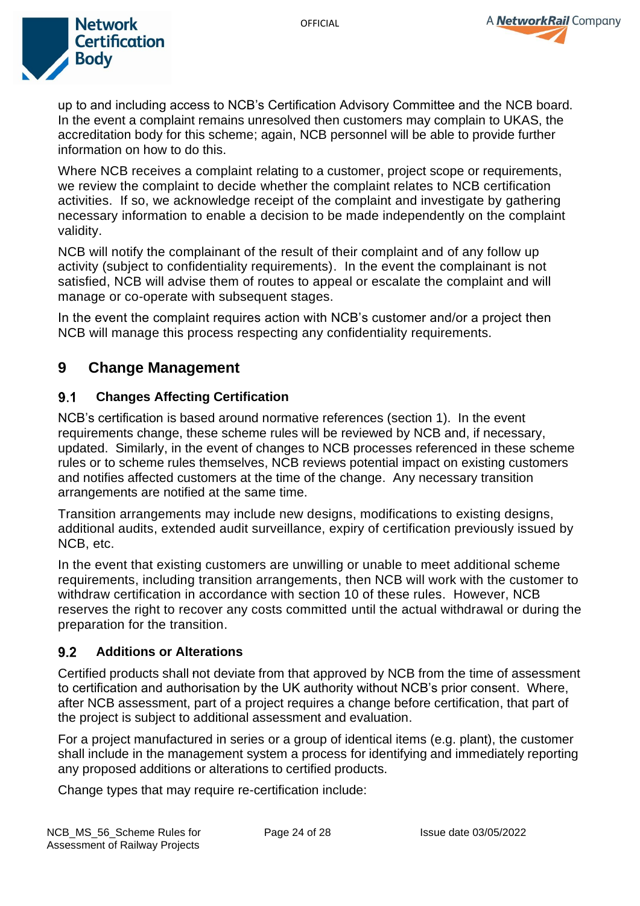up to and including access to NCB's Certification Advisory Committee and the NCB board. In the event a complaint remains unresolved then customers may complain to UKAS, the accreditation body for this scheme; again, NCB personnel will be able to provide further information on how to do this.

Where NCB receives a complaint relating to a customer, project scope or requirements, we review the complaint to decide whether the complaint relates to NCB certification activities. If so, we acknowledge receipt of the complaint and investigate by gathering necessary information to enable a decision to be made independently on the complaint validity.

NCB will notify the complainant of the result of their complaint and of any follow up activity (subject to confidentiality requirements). In the event the complainant is not satisfied, NCB will advise them of routes to appeal or escalate the complaint and will manage or co-operate with subsequent stages.

In the event the complaint requires action with NCB's customer and/or a project then NCB will manage this process respecting any confidentiality requirements.

# 9 Change Management

## 9.1 Changes Affecting Certification

NCB's certification is based around normative references (section 1). In the event requirements change, these scheme rules will be reviewed by NCB and, if necessary, updated. Similarly, in the event of changes to NCB processes referenced in these scheme rules or to scheme rules themselves, NCB reviews potential impact on existing customers and notifies affected customers at the time of the change. Any necessary transition arrangements are notified at the same time.

Transition arrangements may include new designs, modifications to existing designs, additional audits, extended audit surveillance, expiry of certification previously issued by NCB, etc.

In the event that existing customers are unwilling or unable to meet additional scheme requirements, including transition arrangements, then NCB will work with the customer to withdraw certification in accordance with section 10 of these rules. However, NCB reserves the right to recover any costs committed until the actual withdrawal or during the preparation for the transition.

## 9.2 Additions or Alterations

Certified products shall not deviate from that approved by NCB from the time of assessment to certification and authorisation by the UK authority without NCB's prior consent. Where, after NCB assessment, part of a project requires a change before certification, that part of the project is subject to additional assessment and evaluation.

For a project manufactured in series or a group of identical items (e.g. plant), the customer shall include in the management system a process for identifying and immediately reporting any proposed additions or alterations to certified products.

Change types that may require re-certification include: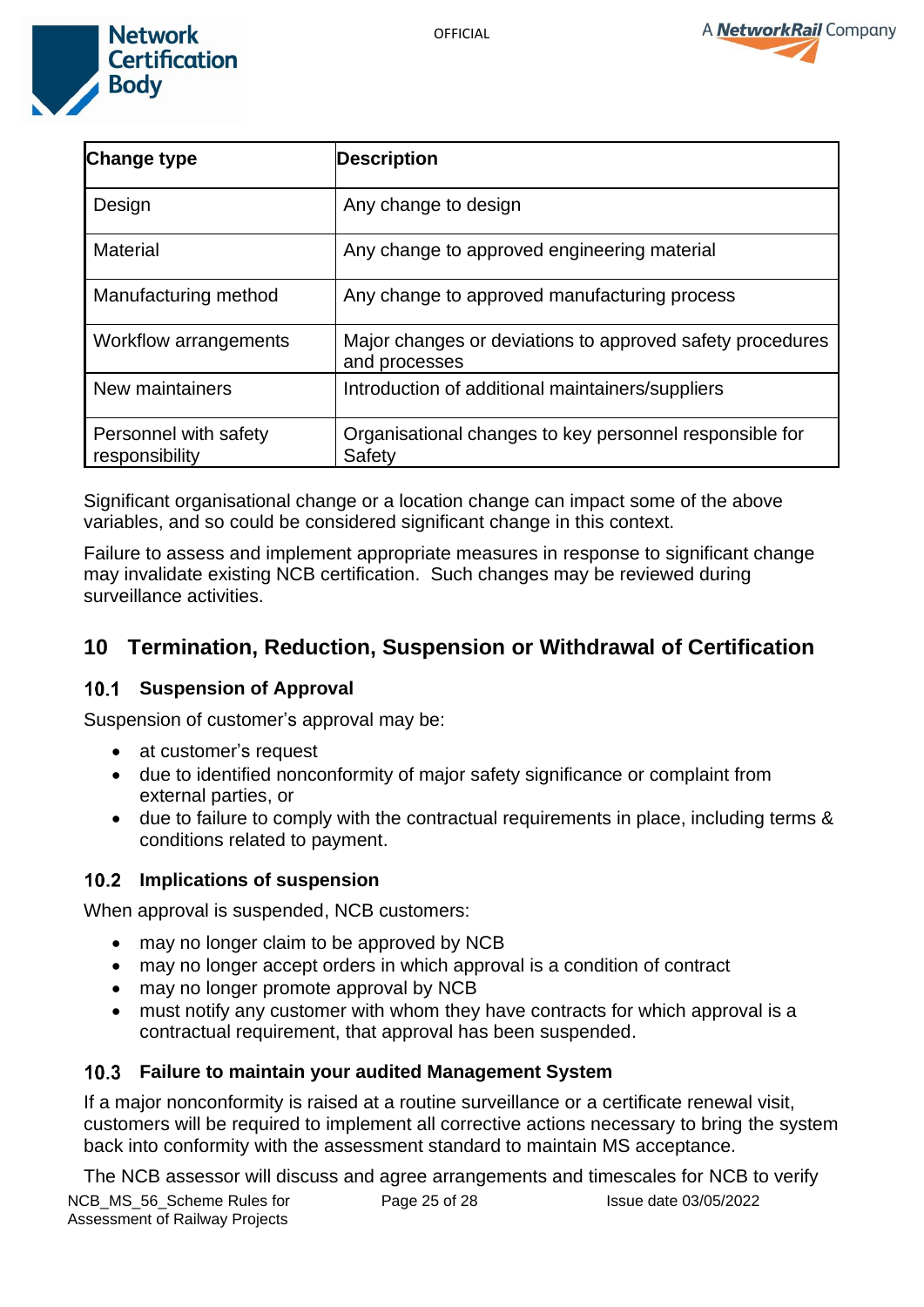| Change type | Description |
| --- | --- |
| Design | Any change to design |
| Material | Any change to approved engineering material |
| Manufacturing method | Any change to approved manufacturing process |
| Workflow arrangements | Major changes or deviations to approved safety procedures and processes |
| New maintainers | Introduction of additional maintainers/suppliers |
| Personnel with safety responsibility | Organisational changes to key personnel responsible for Safety |

Significant organisational change or a location change can impact some of the above variables, and so could be considered significant change in this context.

Failure to assess and implement appropriate measures in response to significant change may invalidate existing NCB certification. Such changes may be reviewed during surveillance activities.

## 10 Termination, Reduction, Suspension or Withdrawal of Certification

### 10.1 Suspension of Approval

Suspension of customer's approval may be:

- at customer's request
- due to identified nonconformity of major safety significance or complaint from external parties, or
- due to failure to comply with the contractual requirements in place, including terms & conditions related to payment.

### 10.2 Implications of suspension

When approval is suspended, NCB customers:

- may no longer claim to be approved by NCB
- may no longer accept orders in which approval is a condition of contract
- may no longer promote approval by NCB
- must notify any customer with whom they have contracts for which approval is a contractual requirement, that approval has been suspended.

### 10.3 Failure to maintain your audited Management System

If a major nonconformity is raised at a routine surveillance or a certificate renewal visit, customers will be required to implement all corrective actions necessary to bring the system back into conformity with the assessment standard to maintain MS acceptance.

The NCB assessor will discuss and agree arrangements and timescales for NCB to verify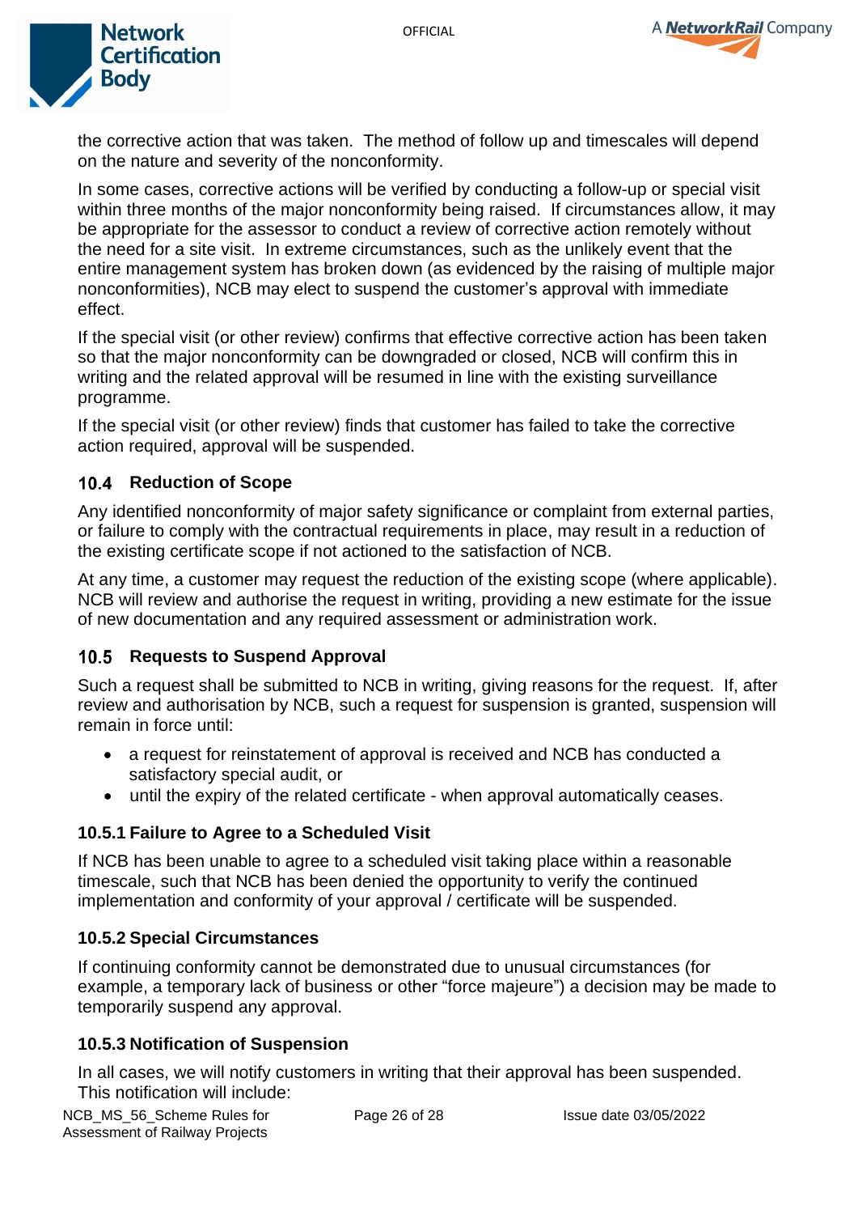the corrective action that was taken. The method of follow up and timescales will depend on the nature and severity of the nonconformity.

In some cases, corrective actions will be verified by conducting a follow-up or special visit within three months of the major nonconformity being raised. If circumstances allow, it may be appropriate for the assessor to conduct a review of corrective action remotely without the need for a site visit. In extreme circumstances, such as the unlikely event that the entire management system has broken down (as evidenced by the raising of multiple major nonconformities), NCB may elect to suspend the customer's approval with immediate effect.

If the special visit (or other review) confirms that effective corrective action has been taken so that the major nonconformity can be downgraded or closed, NCB will confirm this in writing and the related approval will be resumed in line with the existing surveillance programme.

If the special visit (or other review) finds that customer has failed to take the corrective action required, approval will be suspended.

## 10.4 Reduction of Scope

Any identified nonconformity of major safety significance or complaint from external parties, or failure to comply with the contractual requirements in place, may result in a reduction of the existing certificate scope if not actioned to the satisfaction of NCB.

At any time, a customer may request the reduction of the existing scope (where applicable). NCB will review and authorise the request in writing, providing a new estimate for the issue of new documentation and any required assessment or administration work.

## 10.5 Requests to Suspend Approval

Such a request shall be submitted to NCB in writing, giving reasons for the request. If, after review and authorisation by NCB, such a request for suspension is granted, suspension will remain in force until:

- a request for reinstatement of approval is received and NCB has conducted a satisfactory special audit, or
- until the expiry of the related certificate - when approval automatically ceases.

### 10.5.1 Failure to Agree to a Scheduled Visit

If NCB has been unable to agree to a scheduled visit taking place within a reasonable timescale, such that NCB has been denied the opportunity to verify the continued implementation and conformity of your approval / certificate will be suspended.

### 10.5.2 Special Circumstances

If continuing conformity cannot be demonstrated due to unusual circumstances (for example, a temporary lack of business or other "force majeure") a decision may be made to temporarily suspend any approval.

### 10.5.3 Notification of Suspension

In all cases, we will notify customers in writing that their approval has been suspended. This notification will include: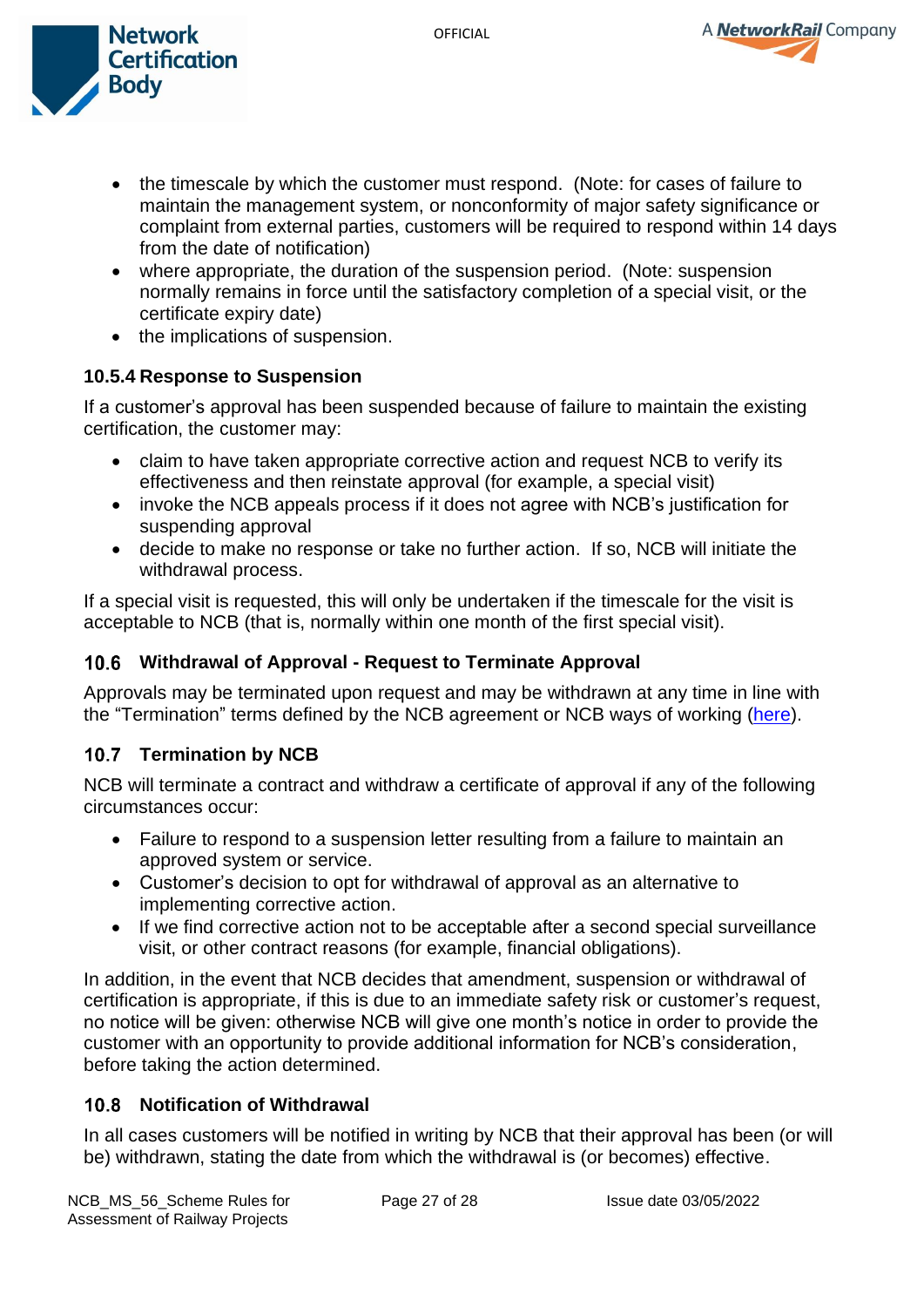- the timescale by which the customer must respond. (Note: for cases of failure to maintain the management system, or nonconformity of major safety significance or complaint from external parties, customers will be required to respond within 14 days from the date of notification)
- where appropriate, the duration of the suspension period. (Note: suspension normally remains in force until the satisfactory completion of a special visit, or the certificate expiry date)
- the implications of suspension.

#### 10.5.4 Response to Suspension

If a customer's approval has been suspended because of failure to maintain the existing certification, the customer may:

- claim to have taken appropriate corrective action and request NCB to verify its effectiveness and then reinstate approval (for example, a special visit)
- invoke the NCB appeals process if it does not agree with NCB's justification for suspending approval
- decide to make no response or take no further action. If so, NCB will initiate the withdrawal process.

If a special visit is requested, this will only be undertaken if the timescale for the visit is acceptable to NCB (that is, normally within one month of the first special visit).

### 10.6 Withdrawal of Approval - Request to Terminate Approval

Approvals may be terminated upon request and may be withdrawn at any time in line with the "Termination" terms defined by the NCB agreement or NCB ways of working (here).

### 10.7 Termination by NCB

NCB will terminate a contract and withdraw a certificate of approval if any of the following circumstances occur:

- Failure to respond to a suspension letter resulting from a failure to maintain an approved system or service.
- Customer's decision to opt for withdrawal of approval as an alternative to implementing corrective action.
- If we find corrective action not to be acceptable after a second special surveillance visit, or other contract reasons (for example, financial obligations).

In addition, in the event that NCB decides that amendment, suspension or withdrawal of certification is appropriate, if this is due to an immediate safety risk or customer's request, no notice will be given: otherwise NCB will give one month's notice in order to provide the customer with an opportunity to provide additional information for NCB's consideration, before taking the action determined.

### 10.8 Notification of Withdrawal

In all cases customers will be notified in writing by NCB that their approval has been (or will be) withdrawn, stating the date from which the withdrawal is (or becomes) effective.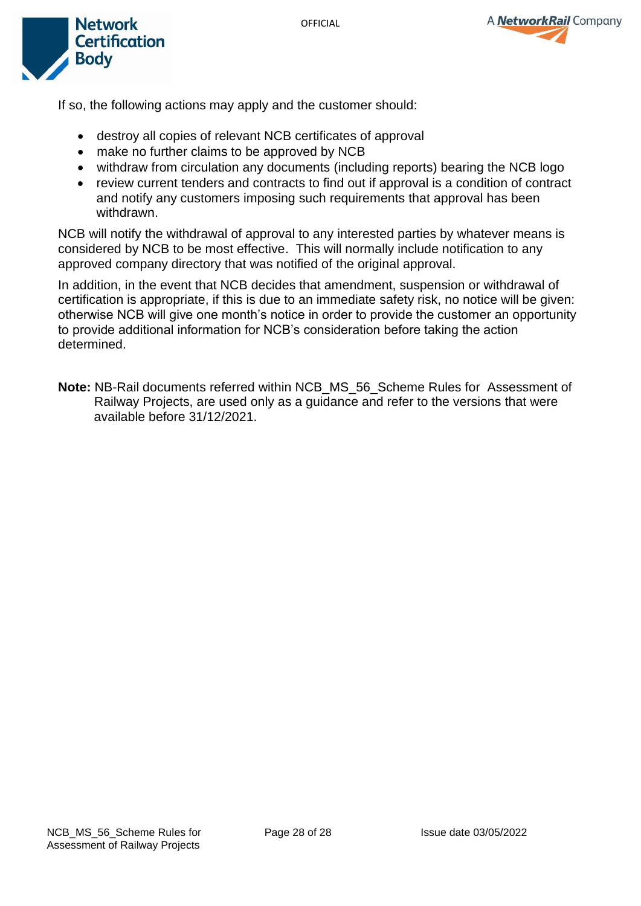If so, the following actions may apply and the customer should:

- destroy all copies of relevant NCB certificates of approval
- make no further claims to be approved by NCB
- withdraw from circulation any documents (including reports) bearing the NCB logo
- review current tenders and contracts to find out if approval is a condition of contract and notify any customers imposing such requirements that approval has been withdrawn.

NCB will notify the withdrawal of approval to any interested parties by whatever means is considered by NCB to be most effective. This will normally include notification to any approved company directory that was notified of the original approval.

In addition, in the event that NCB decides that amendment, suspension or withdrawal of certification is appropriate, if this is due to an immediate safety risk, no notice will be given: otherwise NCB will give one month's notice in order to provide the customer an opportunity to provide additional information for NCB's consideration before taking the action determined.

**Note:** NB-Rail documents referred within NCB_MS_56_Scheme Rules for Assessment of Railway Projects, are used only as a guidance and refer to the versions that were available before 31/12/2021.